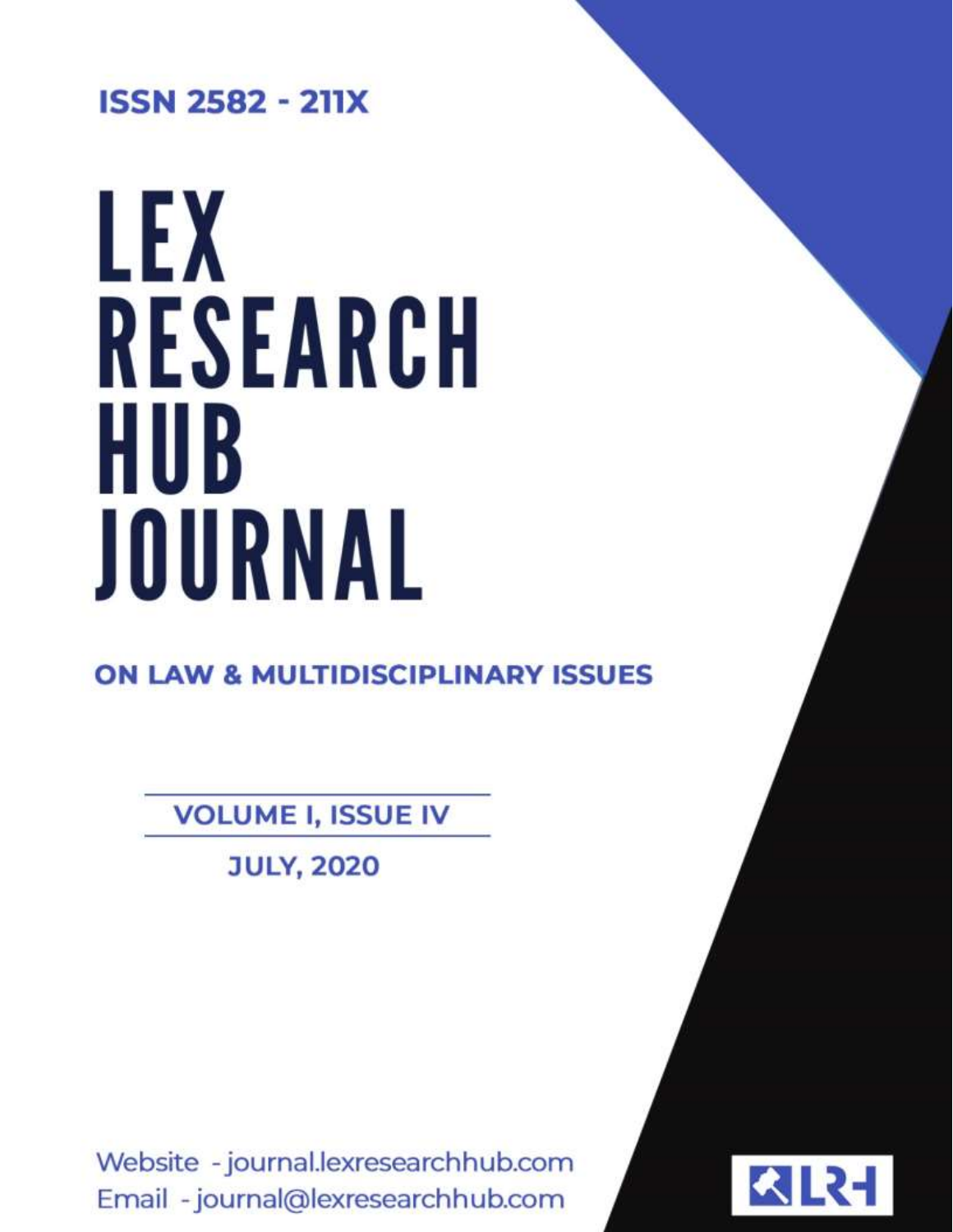**ISSN 2582 - 211X**

# LEX RESEARCH HUB JOURNAL

## ON LAW & MULTIDISCIPLINARY ISSUES

**VOLUME I, ISSUE IV**

**JULY, 2020**

Website - journal.lexresearchhub.com
Email - journal@lexresearchhub.com

LRH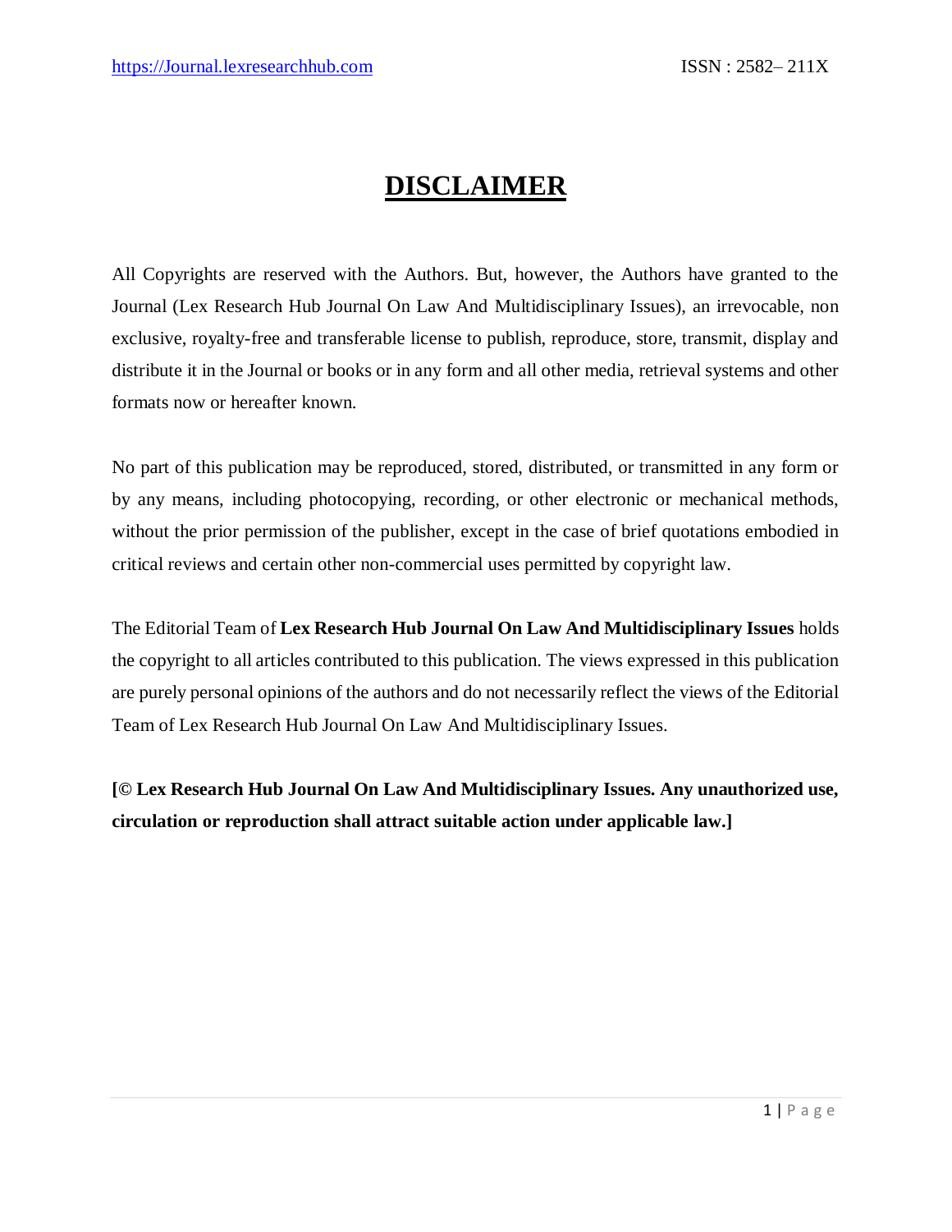# DISCLAIMER

All Copyrights are reserved with the Authors. But, however, the Authors have granted to the Journal (Lex Research Hub Journal On Law And Multidisciplinary Issues), an irrevocable, non exclusive, royalty-free and transferable license to publish, reproduce, store, transmit, display and distribute it in the Journal or books or in any form and all other media, retrieval systems and other formats now or hereafter known.

No part of this publication may be reproduced, stored, distributed, or transmitted in any form or by any means, including photocopying, recording, or other electronic or mechanical methods, without the prior permission of the publisher, except in the case of brief quotations embodied in critical reviews and certain other non-commercial uses permitted by copyright law.

The Editorial Team of **Lex Research Hub Journal On Law And Multidisciplinary Issues** holds the copyright to all articles contributed to this publication. The views expressed in this publication are purely personal opinions of the authors and do not necessarily reflect the views of the Editorial Team of Lex Research Hub Journal On Law And Multidisciplinary Issues.

**[© Lex Research Hub Journal On Law And Multidisciplinary Issues. Any unauthorized use, circulation or reproduction shall attract suitable action under applicable law.]**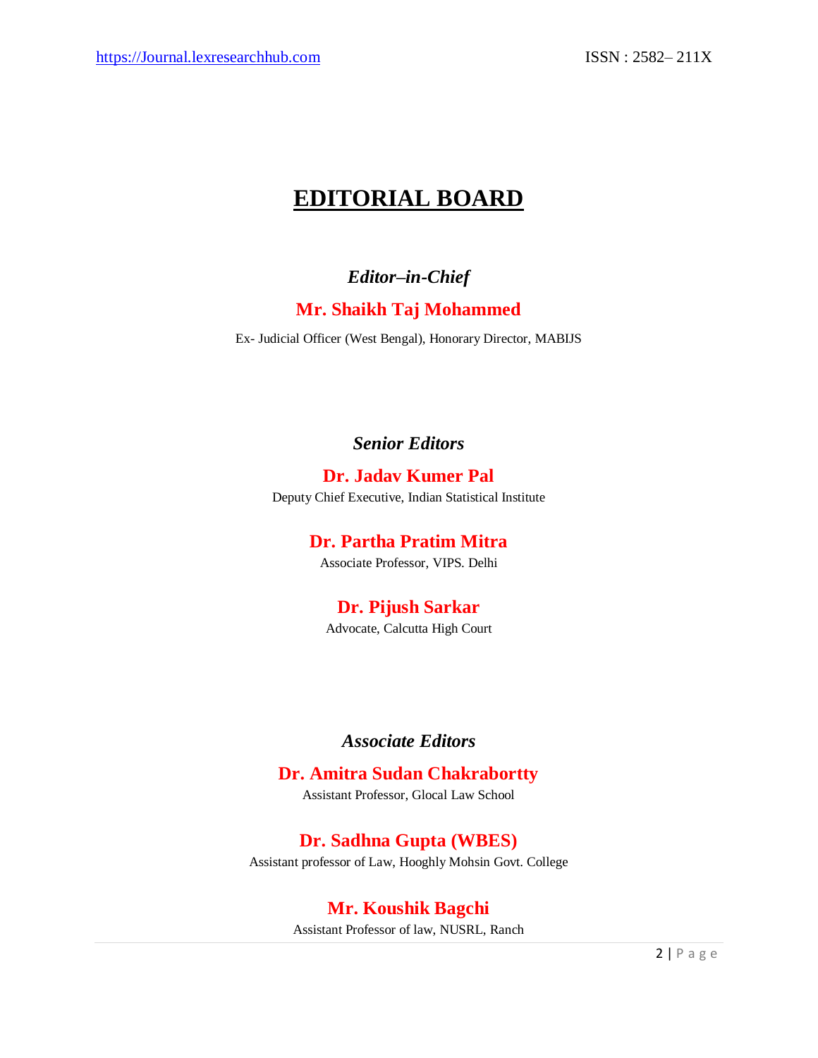# EDITORIAL BOARD

### *Editor–in-Chief*

**Mr. Shaikh Taj Mohammed**

Ex- Judicial Officer (West Bengal), Honorary Director, MABIJS

### *Senior Editors*

**Dr. Jadav Kumer Pal**

Deputy Chief Executive, Indian Statistical Institute

**Dr. Partha Pratim Mitra**

Associate Professor, VIPS. Delhi

**Dr. Pijush Sarkar**

Advocate, Calcutta High Court

### *Associate Editors*

**Dr. Amitra Sudan Chakrabortty**

Assistant Professor, Glocal Law School

**Dr. Sadhna Gupta (WBES)**

Assistant professor of Law, Hooghly Mohsin Govt. College

**Mr. Koushik Bagchi**

Assistant Professor of law, NUSRL, Ranch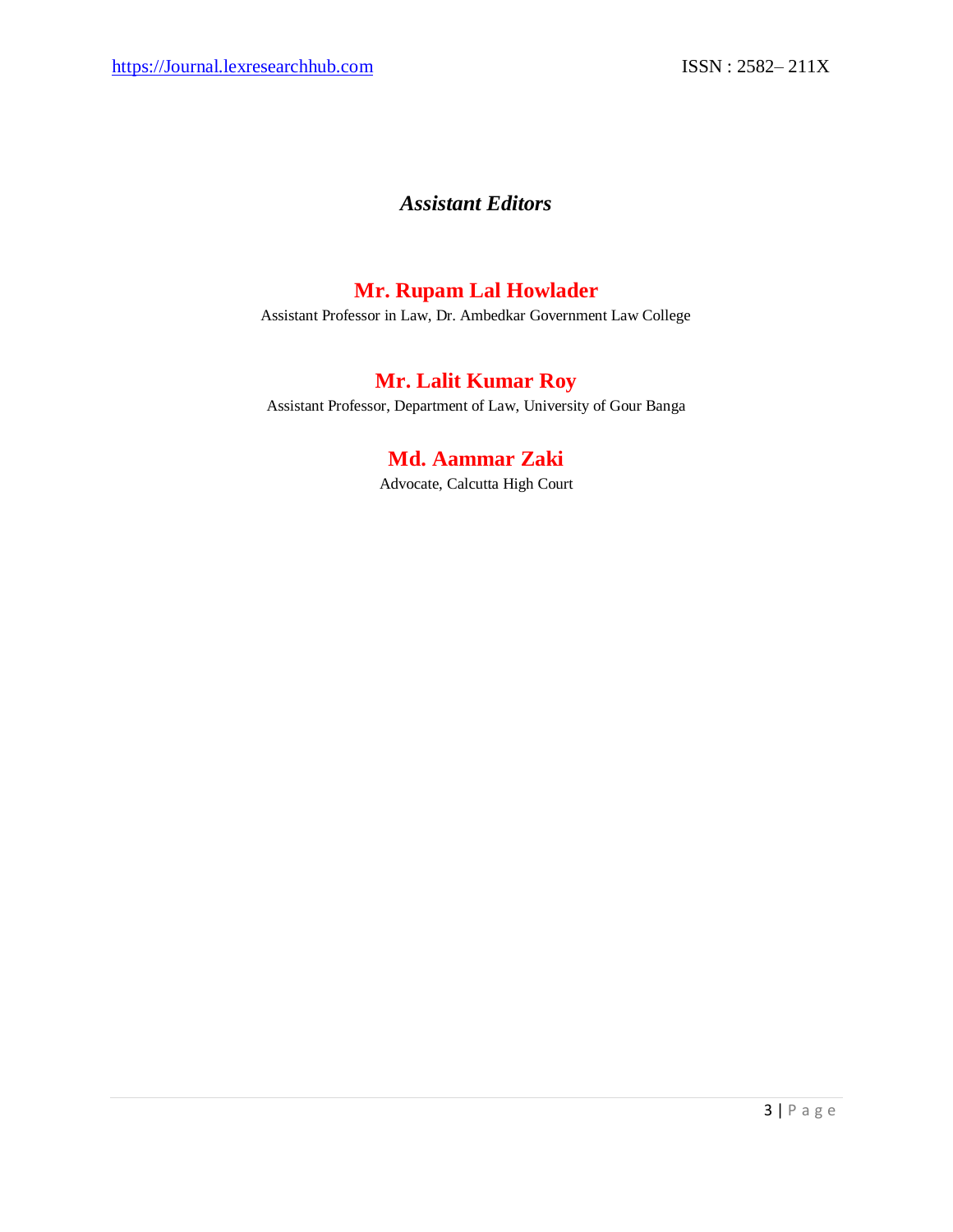## *Assistant Editors*

### Mr. Rupam Lal Howlader

Assistant Professor in Law, Dr. Ambedkar Government Law College

### Mr. Lalit Kumar Roy

Assistant Professor, Department of Law, University of Gour Banga

### Md. Aammar Zaki

Advocate, Calcutta High Court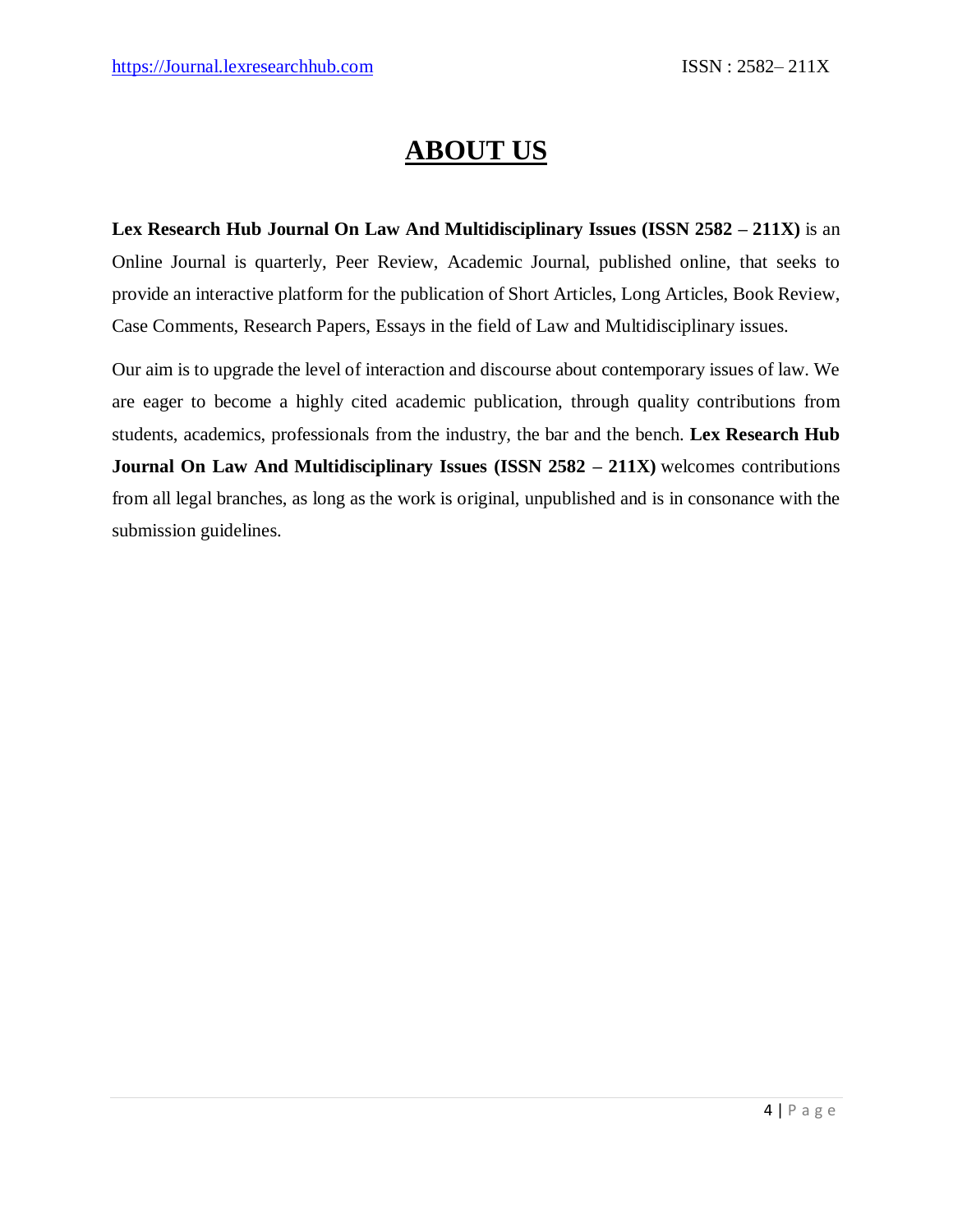# ABOUT US

**Lex Research Hub Journal On Law And Multidisciplinary Issues (ISSN 2582 – 211X)** is an Online Journal is quarterly, Peer Review, Academic Journal, published online, that seeks to provide an interactive platform for the publication of Short Articles, Long Articles, Book Review, Case Comments, Research Papers, Essays in the field of Law and Multidisciplinary issues.

Our aim is to upgrade the level of interaction and discourse about contemporary issues of law. We are eager to become a highly cited academic publication, through quality contributions from students, academics, professionals from the industry, the bar and the bench. **Lex Research Hub Journal On Law And Multidisciplinary Issues (ISSN 2582 – 211X)** welcomes contributions from all legal branches, as long as the work is original, unpublished and is in consonance with the submission guidelines.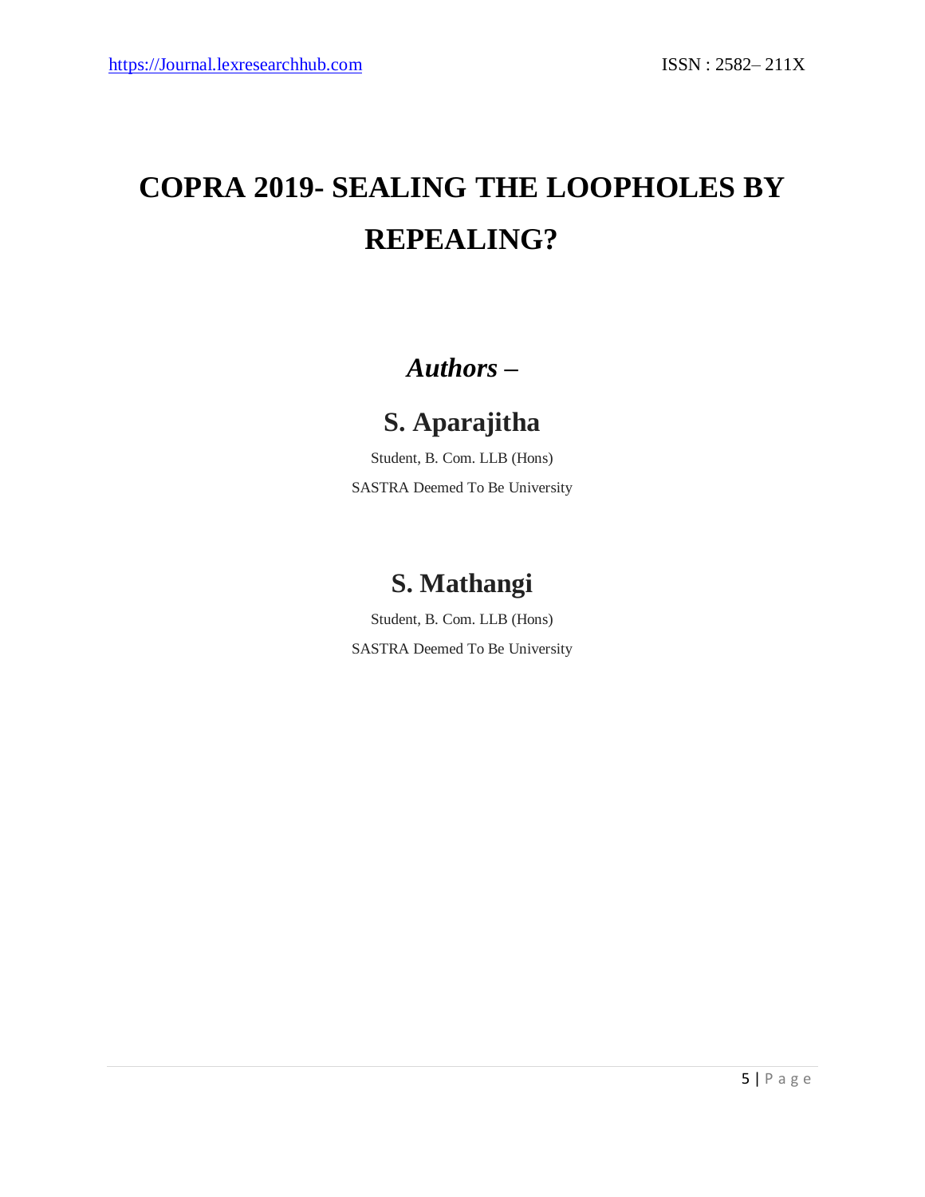# COPRA 2019- SEALING THE LOOPHOLES BY REPEALING?

*Authors –*

## S. Aparajitha

Student, B. Com. LLB (Hons)

SASTRA Deemed To Be University

## S. Mathangi

Student, B. Com. LLB (Hons)

SASTRA Deemed To Be University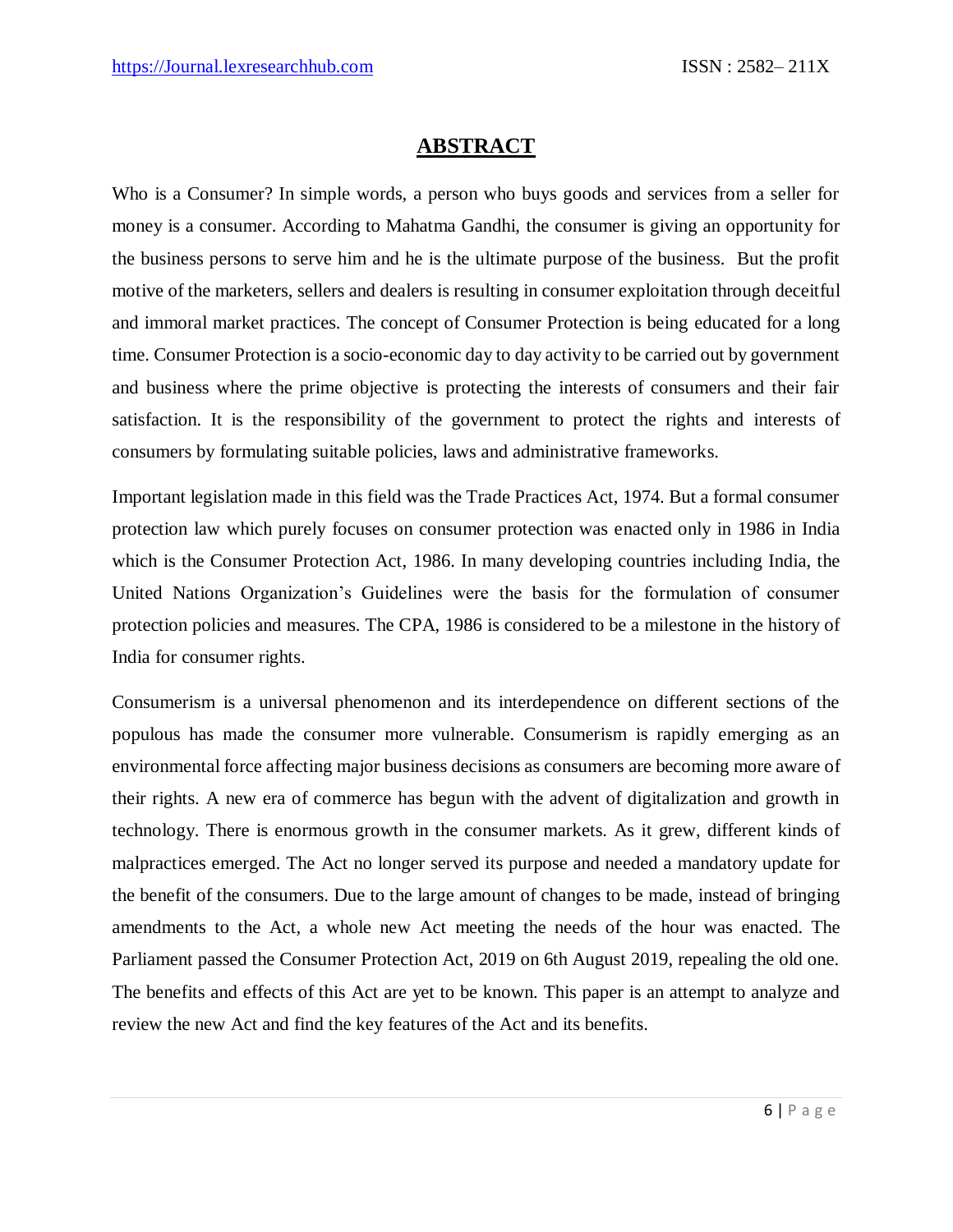# ABSTRACT

Who is a Consumer? In simple words, a person who buys goods and services from a seller for money is a consumer. According to Mahatma Gandhi, the consumer is giving an opportunity for the business persons to serve him and he is the ultimate purpose of the business. But the profit motive of the marketers, sellers and dealers is resulting in consumer exploitation through deceitful and immoral market practices. The concept of Consumer Protection is being educated for a long time. Consumer Protection is a socio-economic day to day activity to be carried out by government and business where the prime objective is protecting the interests of consumers and their fair satisfaction. It is the responsibility of the government to protect the rights and interests of consumers by formulating suitable policies, laws and administrative frameworks.

Important legislation made in this field was the Trade Practices Act, 1974. But a formal consumer protection law which purely focuses on consumer protection was enacted only in 1986 in India which is the Consumer Protection Act, 1986. In many developing countries including India, the United Nations Organization's Guidelines were the basis for the formulation of consumer protection policies and measures. The CPA, 1986 is considered to be a milestone in the history of India for consumer rights.

Consumerism is a universal phenomenon and its interdependence on different sections of the populous has made the consumer more vulnerable. Consumerism is rapidly emerging as an environmental force affecting major business decisions as consumers are becoming more aware of their rights. A new era of commerce has begun with the advent of digitalization and growth in technology. There is enormous growth in the consumer markets. As it grew, different kinds of malpractices emerged. The Act no longer served its purpose and needed a mandatory update for the benefit of the consumers. Due to the large amount of changes to be made, instead of bringing amendments to the Act, a whole new Act meeting the needs of the hour was enacted. The Parliament passed the Consumer Protection Act, 2019 on 6th August 2019, repealing the old one. The benefits and effects of this Act are yet to be known. This paper is an attempt to analyze and review the new Act and find the key features of the Act and its benefits.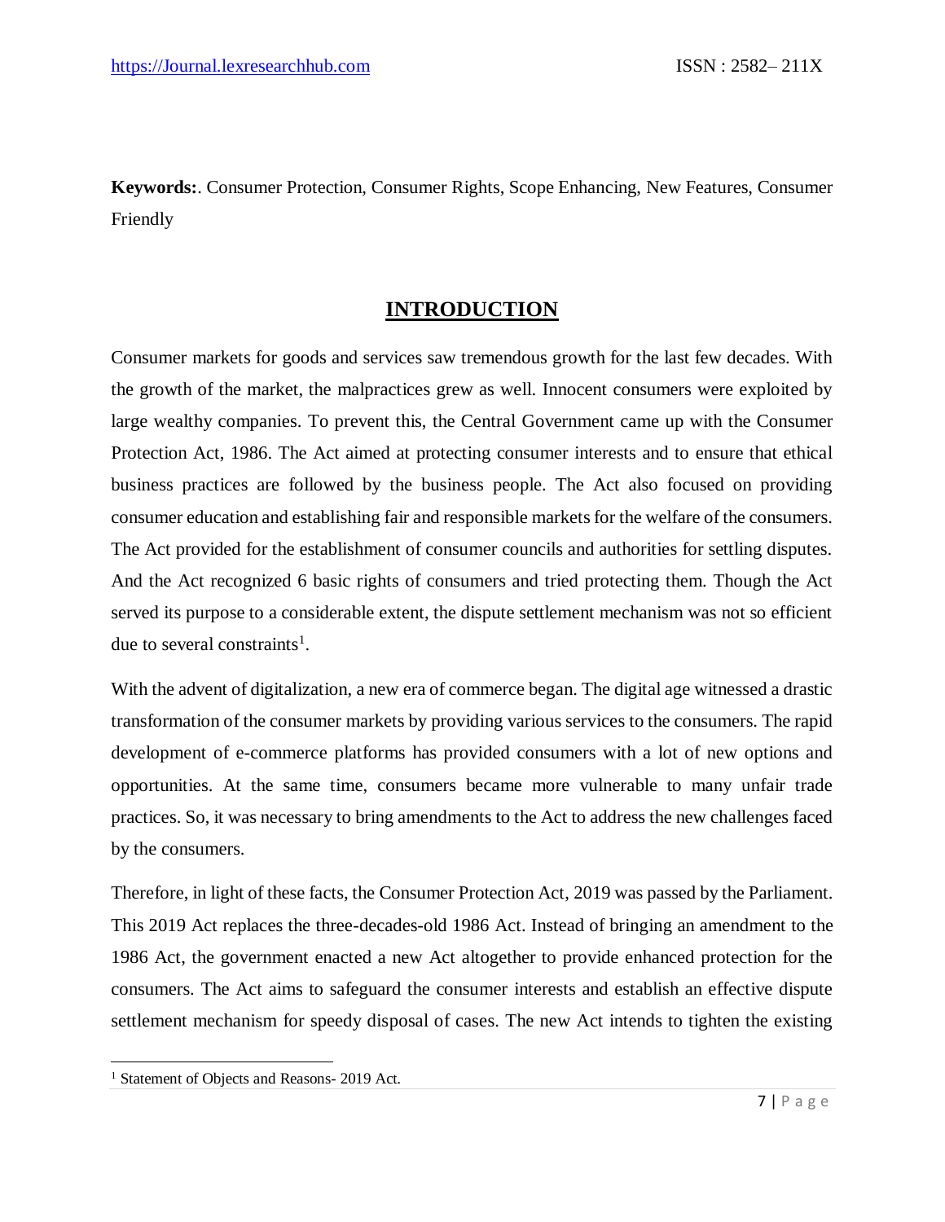**Keywords:**. Consumer Protection, Consumer Rights, Scope Enhancing, New Features, Consumer Friendly

## INTRODUCTION

Consumer markets for goods and services saw tremendous growth for the last few decades. With the growth of the market, the malpractices grew as well. Innocent consumers were exploited by large wealthy companies. To prevent this, the Central Government came up with the Consumer Protection Act, 1986. The Act aimed at protecting consumer interests and to ensure that ethical business practices are followed by the business people. The Act also focused on providing consumer education and establishing fair and responsible markets for the welfare of the consumers. The Act provided for the establishment of consumer councils and authorities for settling disputes. And the Act recognized 6 basic rights of consumers and tried protecting them. Though the Act served its purpose to a considerable extent, the dispute settlement mechanism was not so efficient due to several constraints[1].

With the advent of digitalization, a new era of commerce began. The digital age witnessed a drastic transformation of the consumer markets by providing various services to the consumers. The rapid development of e-commerce platforms has provided consumers with a lot of new options and opportunities. At the same time, consumers became more vulnerable to many unfair trade practices. So, it was necessary to bring amendments to the Act to address the new challenges faced by the consumers.

Therefore, in light of these facts, the Consumer Protection Act, 2019 was passed by the Parliament. This 2019 Act replaces the three-decades-old 1986 Act. Instead of bringing an amendment to the 1986 Act, the government enacted a new Act altogether to provide enhanced protection for the consumers. The Act aims to safeguard the consumer interests and establish an effective dispute settlement mechanism for speedy disposal of cases. The new Act intends to tighten the existing

[1] Statement of Objects and Reasons- 2019 Act.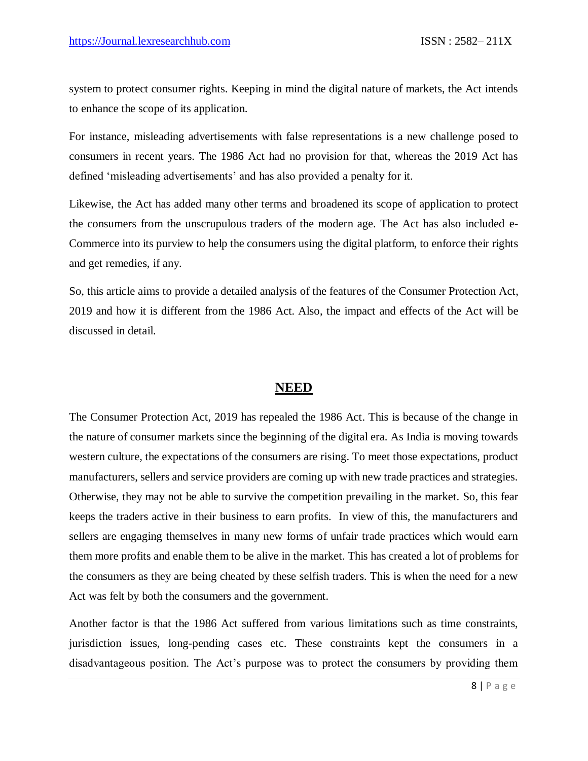system to protect consumer rights. Keeping in mind the digital nature of markets, the Act intends to enhance the scope of its application.

For instance, misleading advertisements with false representations is a new challenge posed to consumers in recent years. The 1986 Act had no provision for that, whereas the 2019 Act has defined 'misleading advertisements' and has also provided a penalty for it.

Likewise, the Act has added many other terms and broadened its scope of application to protect the consumers from the unscrupulous traders of the modern age. The Act has also included e-Commerce into its purview to help the consumers using the digital platform, to enforce their rights and get remedies, if any.

So, this article aims to provide a detailed analysis of the features of the Consumer Protection Act, 2019 and how it is different from the 1986 Act. Also, the impact and effects of the Act will be discussed in detail.

## NEED

The Consumer Protection Act, 2019 has repealed the 1986 Act. This is because of the change in the nature of consumer markets since the beginning of the digital era. As India is moving towards western culture, the expectations of the consumers are rising. To meet those expectations, product manufacturers, sellers and service providers are coming up with new trade practices and strategies. Otherwise, they may not be able to survive the competition prevailing in the market. So, this fear keeps the traders active in their business to earn profits. In view of this, the manufacturers and sellers are engaging themselves in many new forms of unfair trade practices which would earn them more profits and enable them to be alive in the market. This has created a lot of problems for the consumers as they are being cheated by these selfish traders. This is when the need for a new Act was felt by both the consumers and the government.

Another factor is that the 1986 Act suffered from various limitations such as time constraints, jurisdiction issues, long-pending cases etc. These constraints kept the consumers in a disadvantageous position. The Act's purpose was to protect the consumers by providing them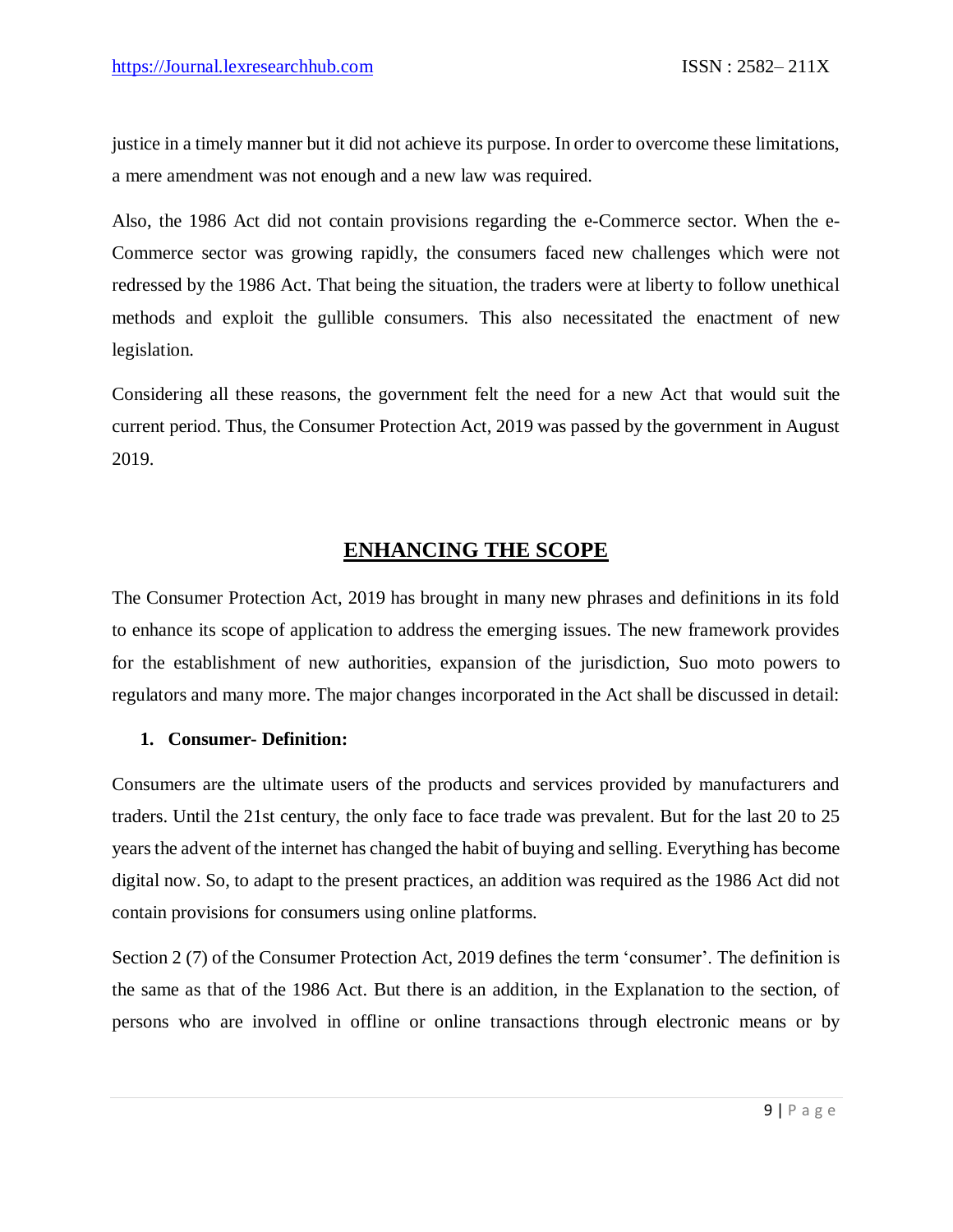justice in a timely manner but it did not achieve its purpose. In order to overcome these limitations, a mere amendment was not enough and a new law was required.

Also, the 1986 Act did not contain provisions regarding the e-Commerce sector. When the e-Commerce sector was growing rapidly, the consumers faced new challenges which were not redressed by the 1986 Act. That being the situation, the traders were at liberty to follow unethical methods and exploit the gullible consumers. This also necessitated the enactment of new legislation.

Considering all these reasons, the government felt the need for a new Act that would suit the current period. Thus, the Consumer Protection Act, 2019 was passed by the government in August 2019.

## ENHANCING THE SCOPE

The Consumer Protection Act, 2019 has brought in many new phrases and definitions in its fold to enhance its scope of application to address the emerging issues. The new framework provides for the establishment of new authorities, expansion of the jurisdiction, Suo moto powers to regulators and many more. The major changes incorporated in the Act shall be discussed in detail:

### 1. Consumer- Definition:

Consumers are the ultimate users of the products and services provided by manufacturers and traders. Until the 21st century, the only face to face trade was prevalent. But for the last 20 to 25 years the advent of the internet has changed the habit of buying and selling. Everything has become digital now. So, to adapt to the present practices, an addition was required as the 1986 Act did not contain provisions for consumers using online platforms.

Section 2 (7) of the Consumer Protection Act, 2019 defines the term 'consumer'. The definition is the same as that of the 1986 Act. But there is an addition, in the Explanation to the section, of persons who are involved in offline or online transactions through electronic means or by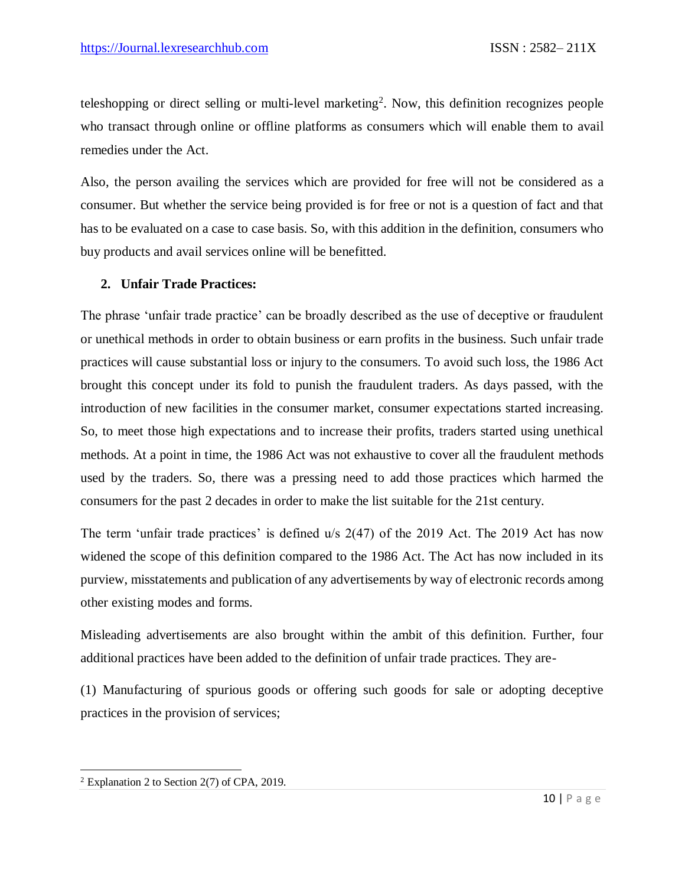teleshopping or direct selling or multi-level marketing[2]. Now, this definition recognizes people who transact through online or offline platforms as consumers which will enable them to avail remedies under the Act.

Also, the person availing the services which are provided for free will not be considered as a consumer. But whether the service being provided is for free or not is a question of fact and that has to be evaluated on a case to case basis. So, with this addition in the definition, consumers who buy products and avail services online will be benefitted.

2. **Unfair Trade Practices:**

The phrase 'unfair trade practice' can be broadly described as the use of deceptive or fraudulent or unethical methods in order to obtain business or earn profits in the business. Such unfair trade practices will cause substantial loss or injury to the consumers. To avoid such loss, the 1986 Act brought this concept under its fold to punish the fraudulent traders. As days passed, with the introduction of new facilities in the consumer market, consumer expectations started increasing. So, to meet those high expectations and to increase their profits, traders started using unethical methods. At a point in time, the 1986 Act was not exhaustive to cover all the fraudulent methods used by the traders. So, there was a pressing need to add those practices which harmed the consumers for the past 2 decades in order to make the list suitable for the 21st century.

The term 'unfair trade practices' is defined u/s 2(47) of the 2019 Act. The 2019 Act has now widened the scope of this definition compared to the 1986 Act. The Act has now included in its purview, misstatements and publication of any advertisements by way of electronic records among other existing modes and forms.

Misleading advertisements are also brought within the ambit of this definition. Further, four additional practices have been added to the definition of unfair trade practices. They are-

(1) Manufacturing of spurious goods or offering such goods for sale or adopting deceptive practices in the provision of services;

---

[2] Explanation 2 to Section 2(7) of CPA, 2019.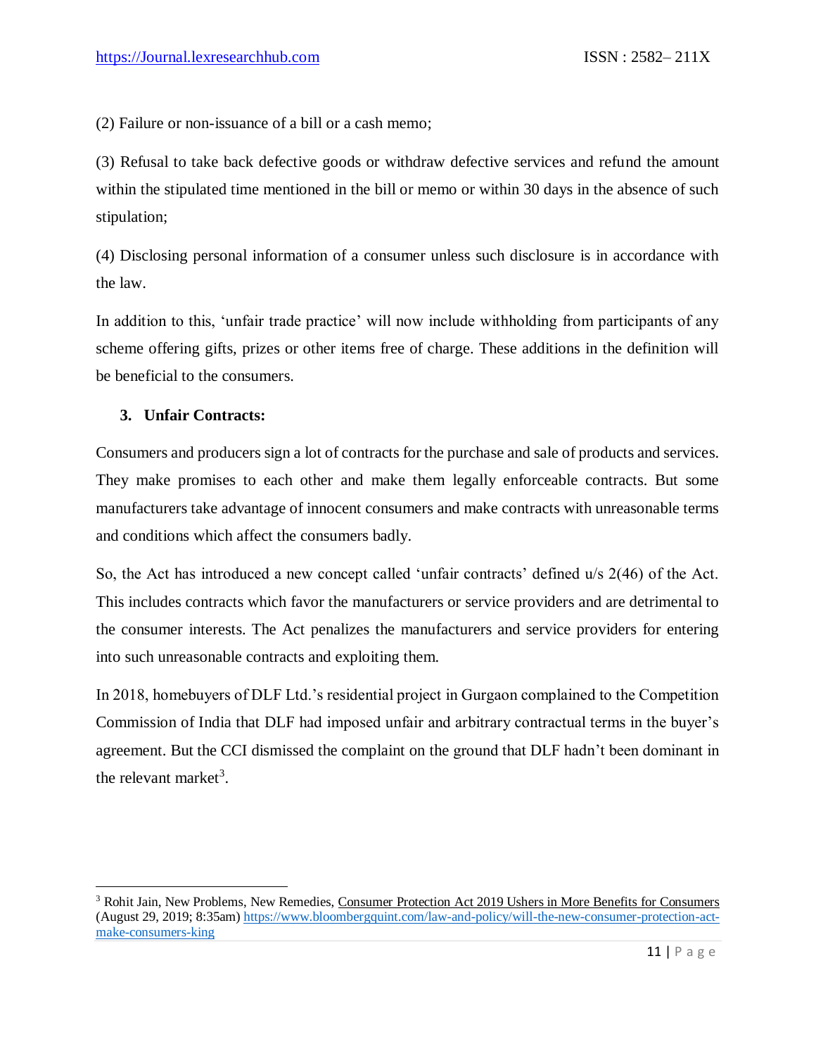(2) Failure or non-issuance of a bill or a cash memo;

(3) Refusal to take back defective goods or withdraw defective services and refund the amount within the stipulated time mentioned in the bill or memo or within 30 days in the absence of such stipulation;

(4) Disclosing personal information of a consumer unless such disclosure is in accordance with the law.

In addition to this, 'unfair trade practice' will now include withholding from participants of any scheme offering gifts, prizes or other items free of charge. These additions in the definition will be beneficial to the consumers.

### 3. Unfair Contracts:

Consumers and producers sign a lot of contracts for the purchase and sale of products and services. They make promises to each other and make them legally enforceable contracts. But some manufacturers take advantage of innocent consumers and make contracts with unreasonable terms and conditions which affect the consumers badly.

So, the Act has introduced a new concept called 'unfair contracts' defined u/s 2(46) of the Act. This includes contracts which favor the manufacturers or service providers and are detrimental to the consumer interests. The Act penalizes the manufacturers and service providers for entering into such unreasonable contracts and exploiting them.

In 2018, homebuyers of DLF Ltd.'s residential project in Gurgaon complained to the Competition Commission of India that DLF had imposed unfair and arbitrary contractual terms in the buyer's agreement. But the CCI dismissed the complaint on the ground that DLF hadn't been dominant in the relevant market[3].

---

[3] Rohit Jain, New Problems, New Remedies, Consumer Protection Act 2019 Ushers in More Benefits for Consumers (August 29, 2019; 8:35am) https://www.bloombergquint.com/law-and-policy/will-the-new-consumer-protection-act-make-consumers-king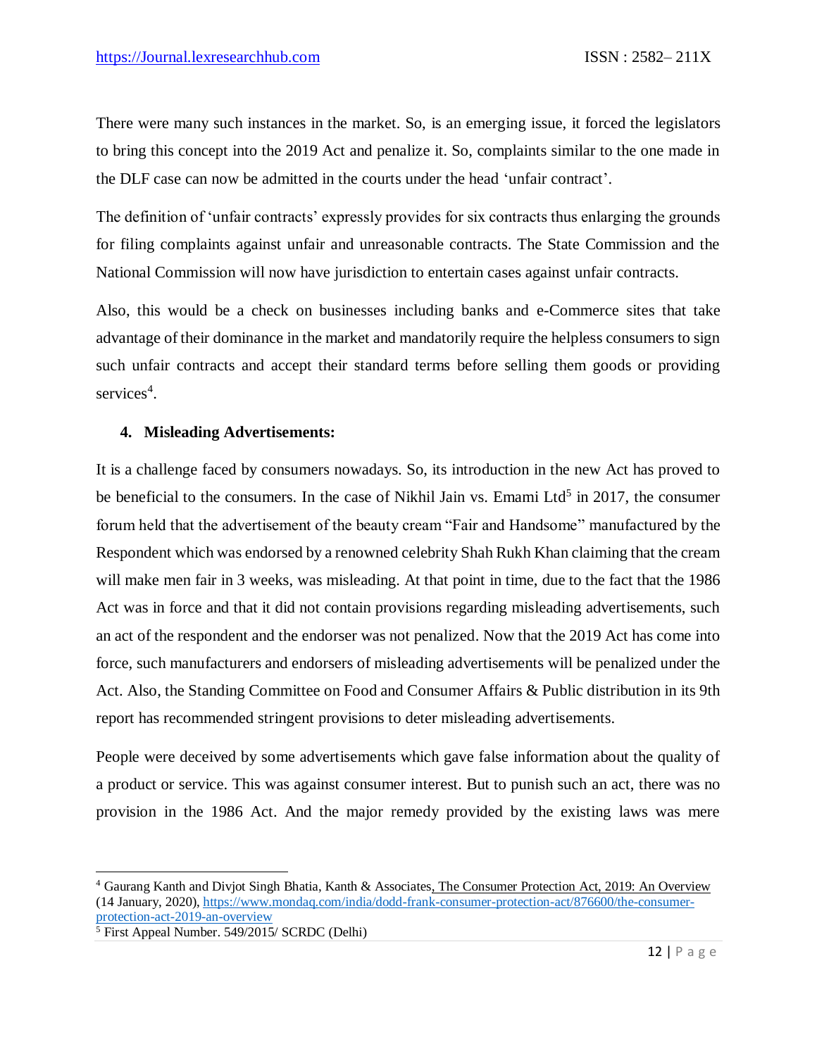There were many such instances in the market. So, is an emerging issue, it forced the legislators to bring this concept into the 2019 Act and penalize it. So, complaints similar to the one made in the DLF case can now be admitted in the courts under the head 'unfair contract'.

The definition of 'unfair contracts' expressly provides for six contracts thus enlarging the grounds for filing complaints against unfair and unreasonable contracts. The State Commission and the National Commission will now have jurisdiction to entertain cases against unfair contracts.

Also, this would be a check on businesses including banks and e-Commerce sites that take advantage of their dominance in the market and mandatorily require the helpless consumers to sign such unfair contracts and accept their standard terms before selling them goods or providing services[4].

4. **Misleading Advertisements:**

It is a challenge faced by consumers nowadays. So, its introduction in the new Act has proved to be beneficial to the consumers. In the case of Nikhil Jain vs. Emami Ltd[5] in 2017, the consumer forum held that the advertisement of the beauty cream "Fair and Handsome" manufactured by the Respondent which was endorsed by a renowned celebrity Shah Rukh Khan claiming that the cream will make men fair in 3 weeks, was misleading. At that point in time, due to the fact that the 1986 Act was in force and that it did not contain provisions regarding misleading advertisements, such an act of the respondent and the endorser was not penalized. Now that the 2019 Act has come into force, such manufacturers and endorsers of misleading advertisements will be penalized under the Act. Also, the Standing Committee on Food and Consumer Affairs & Public distribution in its 9th report has recommended stringent provisions to deter misleading advertisements.

People were deceived by some advertisements which gave false information about the quality of a product or service. This was against consumer interest. But to punish such an act, there was no provision in the 1986 Act. And the major remedy provided by the existing laws was mere

---

[4] Gaurang Kanth and Divjot Singh Bhatia, Kanth & Associates, The Consumer Protection Act, 2019: An Overview (14 January, 2020), https://www.mondaq.com/india/dodd-frank-consumer-protection-act/876600/the-consumer-protection-act-2019-an-overview

[5] First Appeal Number. 549/2015/ SCRDC (Delhi)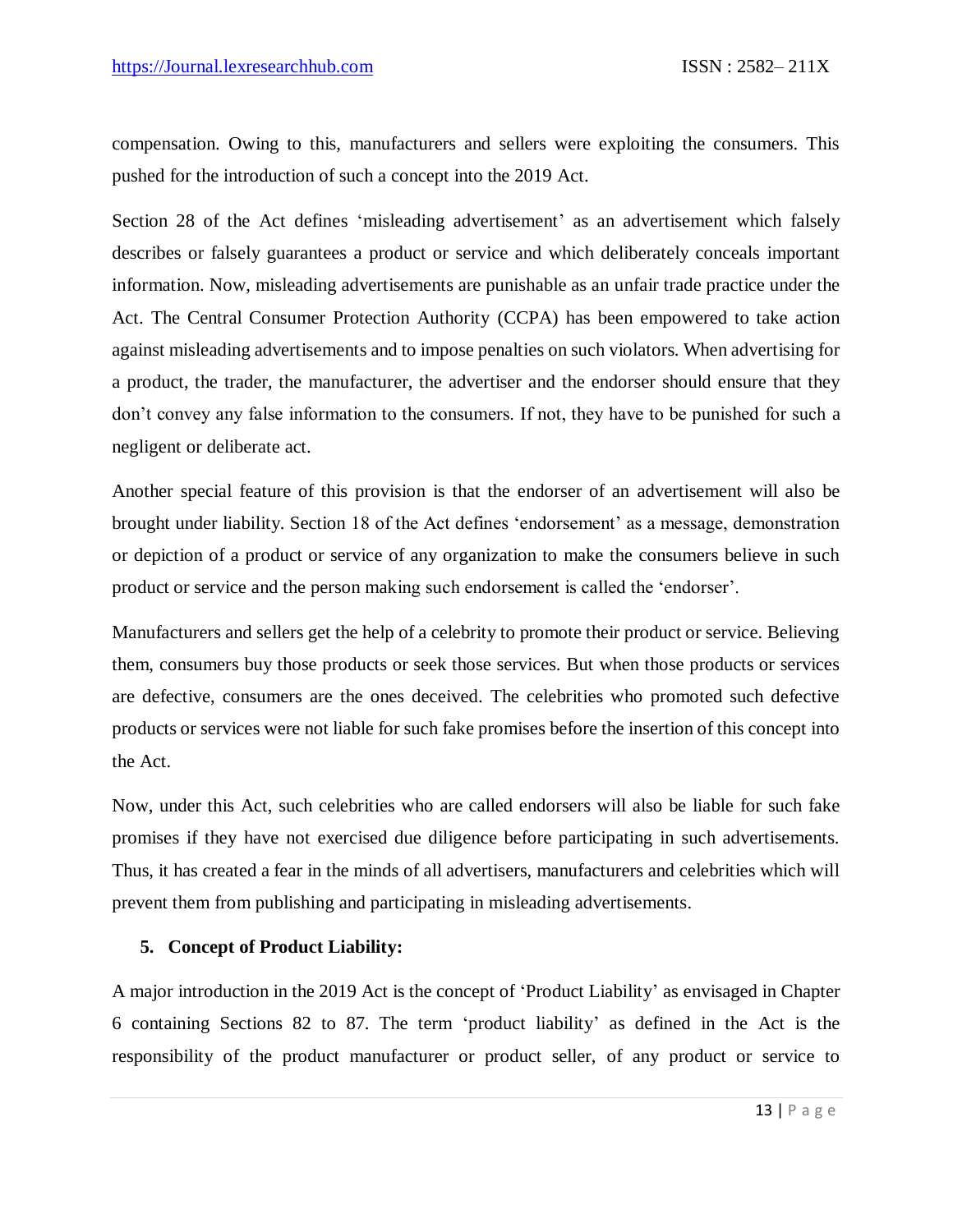compensation. Owing to this, manufacturers and sellers were exploiting the consumers. This pushed for the introduction of such a concept into the 2019 Act.

Section 28 of the Act defines 'misleading advertisement' as an advertisement which falsely describes or falsely guarantees a product or service and which deliberately conceals important information. Now, misleading advertisements are punishable as an unfair trade practice under the Act. The Central Consumer Protection Authority (CCPA) has been empowered to take action against misleading advertisements and to impose penalties on such violators. When advertising for a product, the trader, the manufacturer, the advertiser and the endorser should ensure that they don't convey any false information to the consumers. If not, they have to be punished for such a negligent or deliberate act.

Another special feature of this provision is that the endorser of an advertisement will also be brought under liability. Section 18 of the Act defines 'endorsement' as a message, demonstration or depiction of a product or service of any organization to make the consumers believe in such product or service and the person making such endorsement is called the 'endorser'.

Manufacturers and sellers get the help of a celebrity to promote their product or service. Believing them, consumers buy those products or seek those services. But when those products or services are defective, consumers are the ones deceived. The celebrities who promoted such defective products or services were not liable for such fake promises before the insertion of this concept into the Act.

Now, under this Act, such celebrities who are called endorsers will also be liable for such fake promises if they have not exercised due diligence before participating in such advertisements. Thus, it has created a fear in the minds of all advertisers, manufacturers and celebrities which will prevent them from publishing and participating in misleading advertisements.

**5. Concept of Product Liability:**

A major introduction in the 2019 Act is the concept of 'Product Liability' as envisaged in Chapter 6 containing Sections 82 to 87. The term 'product liability' as defined in the Act is the responsibility of the product manufacturer or product seller, of any product or service to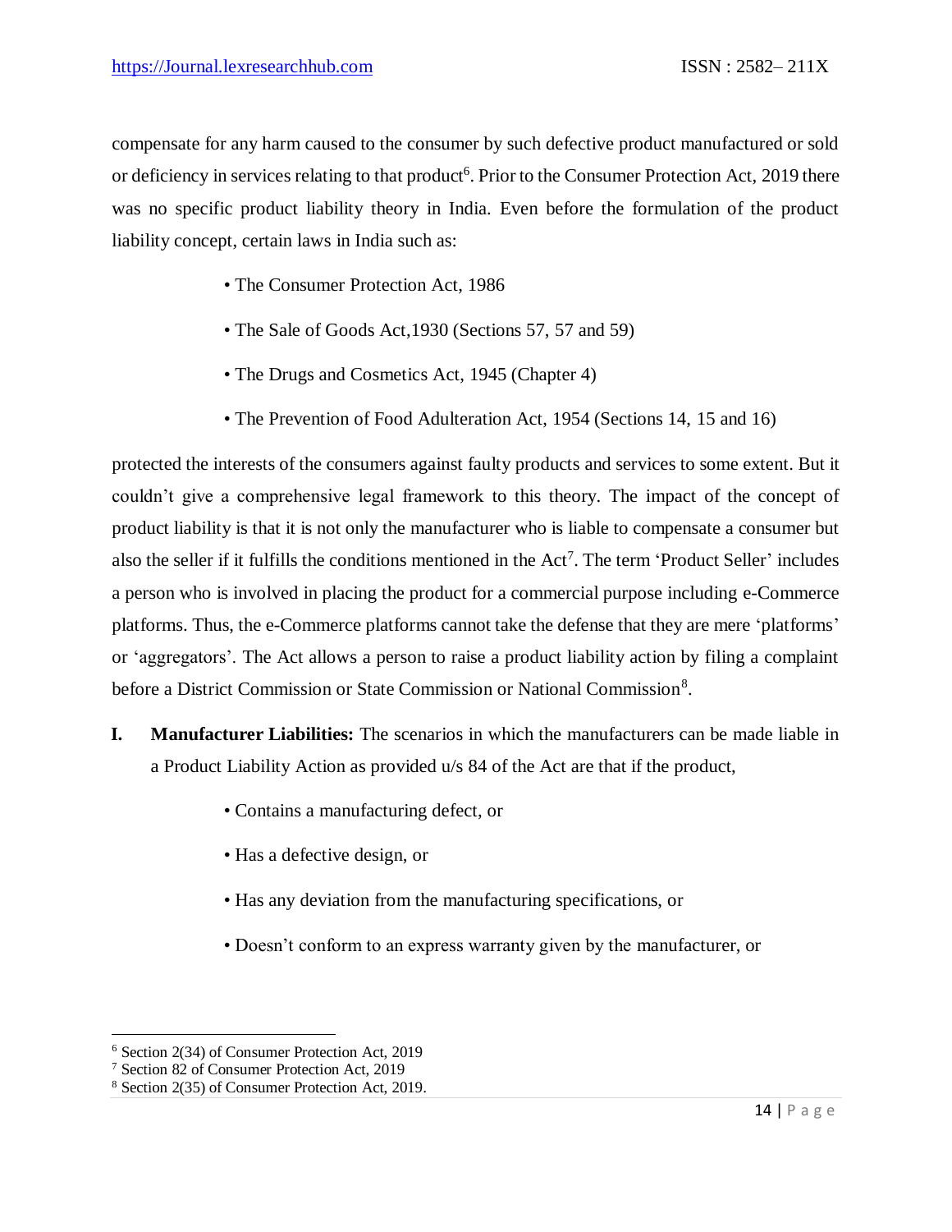compensate for any harm caused to the consumer by such defective product manufactured or sold or deficiency in services relating to that product[6]. Prior to the Consumer Protection Act, 2019 there was no specific product liability theory in India. Even before the formulation of the product liability concept, certain laws in India such as:

- The Consumer Protection Act, 1986
- The Sale of Goods Act,1930 (Sections 57, 57 and 59)
- The Drugs and Cosmetics Act, 1945 (Chapter 4)
- The Prevention of Food Adulteration Act, 1954 (Sections 14, 15 and 16)

protected the interests of the consumers against faulty products and services to some extent. But it couldn't give a comprehensive legal framework to this theory. The impact of the concept of product liability is that it is not only the manufacturer who is liable to compensate a consumer but also the seller if it fulfills the conditions mentioned in the Act[7]. The term 'Product Seller' includes a person who is involved in placing the product for a commercial purpose including e-Commerce platforms. Thus, the e-Commerce platforms cannot take the defense that they are mere 'platforms' or 'aggregators'. The Act allows a person to raise a product liability action by filing a complaint before a District Commission or State Commission or National Commission[8].

I. **Manufacturer Liabilities:** The scenarios in which the manufacturers can be made liable in a Product Liability Action as provided u/s 84 of the Act are that if the product,

- Contains a manufacturing defect, or
- Has a defective design, or
- Has any deviation from the manufacturing specifications, or
- Doesn't conform to an express warranty given by the manufacturer, or

---

[6] Section 2(34) of Consumer Protection Act, 2019

[7] Section 82 of Consumer Protection Act, 2019

[8] Section 2(35) of Consumer Protection Act, 2019.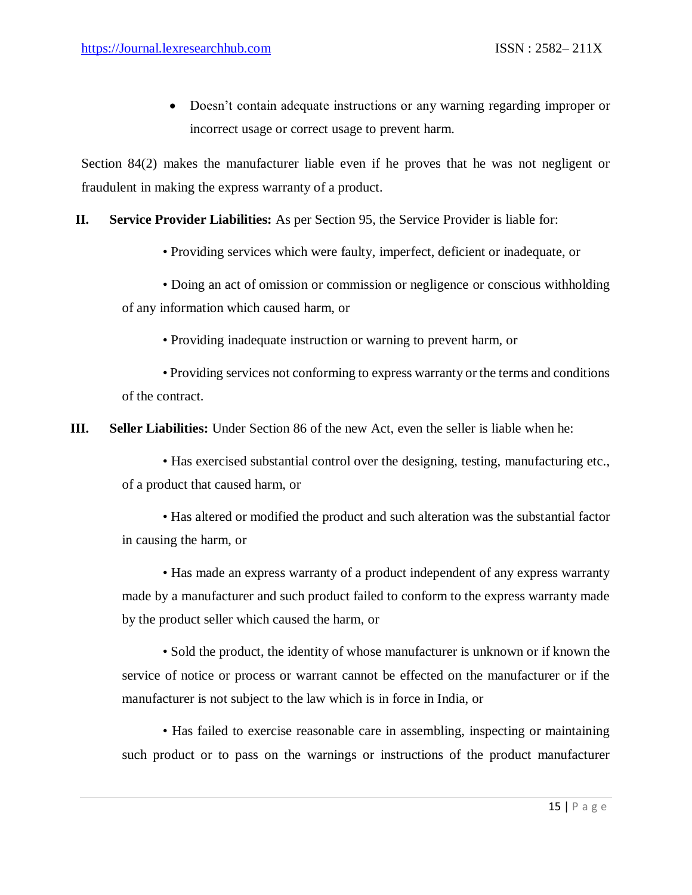- Doesn't contain adequate instructions or any warning regarding improper or incorrect usage or correct usage to prevent harm.

Section 84(2) makes the manufacturer liable even if he proves that he was not negligent or fraudulent in making the express warranty of a product.

II. **Service Provider Liabilities:** As per Section 95, the Service Provider is liable for:

- Providing services which were faulty, imperfect, deficient or inadequate, or
- Doing an act of omission or commission or negligence or conscious withholding of any information which caused harm, or
- Providing inadequate instruction or warning to prevent harm, or
- Providing services not conforming to express warranty or the terms and conditions of the contract.

III. **Seller Liabilities:** Under Section 86 of the new Act, even the seller is liable when he:

- Has exercised substantial control over the designing, testing, manufacturing etc., of a product that caused harm, or
- Has altered or modified the product and such alteration was the substantial factor in causing the harm, or
- Has made an express warranty of a product independent of any express warranty made by a manufacturer and such product failed to conform to the express warranty made by the product seller which caused the harm, or
- Sold the product, the identity of whose manufacturer is unknown or if known the service of notice or process or warrant cannot be effected on the manufacturer or if the manufacturer is not subject to the law which is in force in India, or
- Has failed to exercise reasonable care in assembling, inspecting or maintaining such product or to pass on the warnings or instructions of the product manufacturer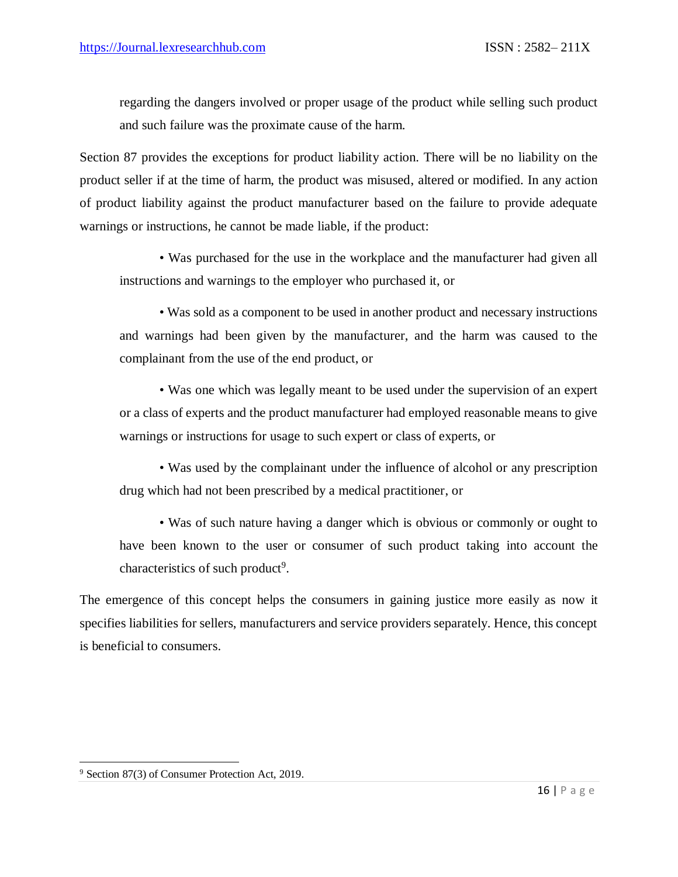regarding the dangers involved or proper usage of the product while selling such product and such failure was the proximate cause of the harm.

Section 87 provides the exceptions for product liability action. There will be no liability on the product seller if at the time of harm, the product was misused, altered or modified. In any action of product liability against the product manufacturer based on the failure to provide adequate warnings or instructions, he cannot be made liable, if the product:

- Was purchased for the use in the workplace and the manufacturer had given all instructions and warnings to the employer who purchased it, or
- Was sold as a component to be used in another product and necessary instructions and warnings had been given by the manufacturer, and the harm was caused to the complainant from the use of the end product, or
- Was one which was legally meant to be used under the supervision of an expert or a class of experts and the product manufacturer had employed reasonable means to give warnings or instructions for usage to such expert or class of experts, or
- Was used by the complainant under the influence of alcohol or any prescription drug which had not been prescribed by a medical practitioner, or
- Was of such nature having a danger which is obvious or commonly or ought to have been known to the user or consumer of such product taking into account the characteristics of such product[9].

The emergence of this concept helps the consumers in gaining justice more easily as now it specifies liabilities for sellers, manufacturers and service providers separately. Hence, this concept is beneficial to consumers.

---

[9] Section 87(3) of Consumer Protection Act, 2019.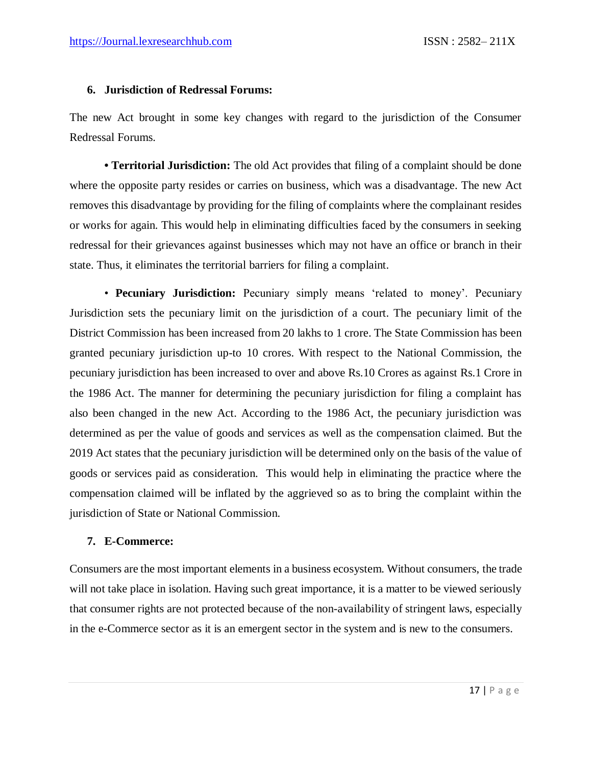### 6. Jurisdiction of Redressal Forums:

The new Act brought in some key changes with regard to the jurisdiction of the Consumer Redressal Forums.

• **Territorial Jurisdiction:** The old Act provides that filing of a complaint should be done where the opposite party resides or carries on business, which was a disadvantage. The new Act removes this disadvantage by providing for the filing of complaints where the complainant resides or works for again. This would help in eliminating difficulties faced by the consumers in seeking redressal for their grievances against businesses which may not have an office or branch in their state. Thus, it eliminates the territorial barriers for filing a complaint.

• **Pecuniary Jurisdiction:** Pecuniary simply means 'related to money'. Pecuniary Jurisdiction sets the pecuniary limit on the jurisdiction of a court. The pecuniary limit of the District Commission has been increased from 20 lakhs to 1 crore. The State Commission has been granted pecuniary jurisdiction up-to 10 crores. With respect to the National Commission, the pecuniary jurisdiction has been increased to over and above Rs.10 Crores as against Rs.1 Crore in the 1986 Act. The manner for determining the pecuniary jurisdiction for filing a complaint has also been changed in the new Act. According to the 1986 Act, the pecuniary jurisdiction was determined as per the value of goods and services as well as the compensation claimed. But the 2019 Act states that the pecuniary jurisdiction will be determined only on the basis of the value of goods or services paid as consideration. This would help in eliminating the practice where the compensation claimed will be inflated by the aggrieved so as to bring the complaint within the jurisdiction of State or National Commission.

### 7. E-Commerce:

Consumers are the most important elements in a business ecosystem. Without consumers, the trade will not take place in isolation. Having such great importance, it is a matter to be viewed seriously that consumer rights are not protected because of the non-availability of stringent laws, especially in the e-Commerce sector as it is an emergent sector in the system and is new to the consumers.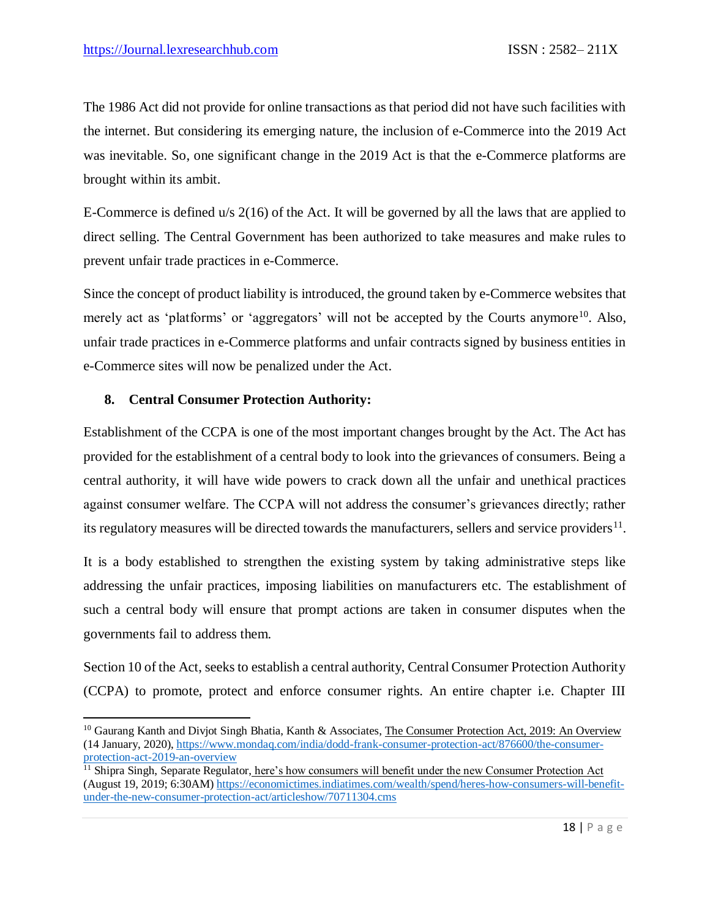The 1986 Act did not provide for online transactions as that period did not have such facilities with the internet. But considering its emerging nature, the inclusion of e-Commerce into the 2019 Act was inevitable. So, one significant change in the 2019 Act is that the e-Commerce platforms are brought within its ambit.

E-Commerce is defined u/s 2(16) of the Act. It will be governed by all the laws that are applied to direct selling. The Central Government has been authorized to take measures and make rules to prevent unfair trade practices in e-Commerce.

Since the concept of product liability is introduced, the ground taken by e-Commerce websites that merely act as 'platforms' or 'aggregators' will not be accepted by the Courts anymore[10]. Also, unfair trade practices in e-Commerce platforms and unfair contracts signed by business entities in e-Commerce sites will now be penalized under the Act.

**8. Central Consumer Protection Authority:**

Establishment of the CCPA is one of the most important changes brought by the Act. The Act has provided for the establishment of a central body to look into the grievances of consumers. Being a central authority, it will have wide powers to crack down all the unfair and unethical practices against consumer welfare. The CCPA will not address the consumer's grievances directly; rather its regulatory measures will be directed towards the manufacturers, sellers and service providers[11].

It is a body established to strengthen the existing system by taking administrative steps like addressing the unfair practices, imposing liabilities on manufacturers etc. The establishment of such a central body will ensure that prompt actions are taken in consumer disputes when the governments fail to address them.

Section 10 of the Act, seeks to establish a central authority, Central Consumer Protection Authority (CCPA) to promote, protect and enforce consumer rights. An entire chapter i.e. Chapter III

---

[10] Gaurang Kanth and Divjot Singh Bhatia, Kanth & Associates, The Consumer Protection Act, 2019: An Overview (14 January, 2020), https://www.mondaq.com/india/dodd-frank-consumer-protection-act/876600/the-consumer-protection-act-2019-an-overview

[11] Shipra Singh, Separate Regulator, here's how consumers will benefit under the new Consumer Protection Act (August 19, 2019; 6:30AM) https://economictimes.indiatimes.com/wealth/spend/heres-how-consumers-will-benefit-under-the-new-consumer-protection-act/articleshow/70711304.cms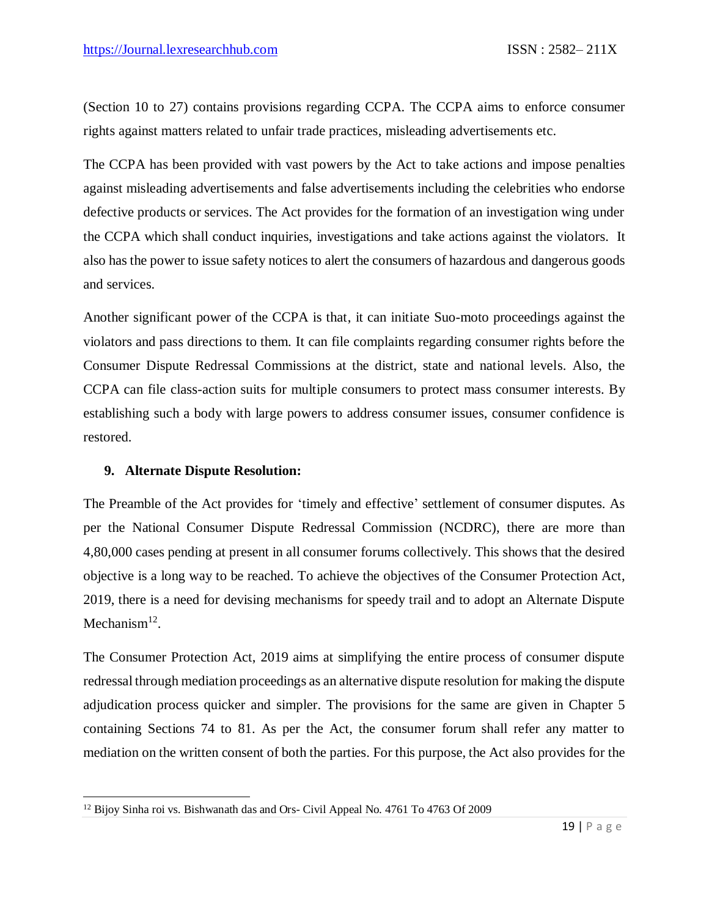(Section 10 to 27) contains provisions regarding CCPA. The CCPA aims to enforce consumer rights against matters related to unfair trade practices, misleading advertisements etc.

The CCPA has been provided with vast powers by the Act to take actions and impose penalties against misleading advertisements and false advertisements including the celebrities who endorse defective products or services. The Act provides for the formation of an investigation wing under the CCPA which shall conduct inquiries, investigations and take actions against the violators. It also has the power to issue safety notices to alert the consumers of hazardous and dangerous goods and services.

Another significant power of the CCPA is that, it can initiate Suo-moto proceedings against the violators and pass directions to them. It can file complaints regarding consumer rights before the Consumer Dispute Redressal Commissions at the district, state and national levels. Also, the CCPA can file class-action suits for multiple consumers to protect mass consumer interests. By establishing such a body with large powers to address consumer issues, consumer confidence is restored.

**9. Alternate Dispute Resolution:**

The Preamble of the Act provides for 'timely and effective' settlement of consumer disputes. As per the National Consumer Dispute Redressal Commission (NCDRC), there are more than 4,80,000 cases pending at present in all consumer forums collectively. This shows that the desired objective is a long way to be reached. To achieve the objectives of the Consumer Protection Act, 2019, there is a need for devising mechanisms for speedy trail and to adopt an Alternate Dispute Mechanism[12].

The Consumer Protection Act, 2019 aims at simplifying the entire process of consumer dispute redressal through mediation proceedings as an alternative dispute resolution for making the dispute adjudication process quicker and simpler. The provisions for the same are given in Chapter 5 containing Sections 74 to 81. As per the Act, the consumer forum shall refer any matter to mediation on the written consent of both the parties. For this purpose, the Act also provides for the

---

[12] Bijoy Sinha roi vs. Bishwanath das and Ors- Civil Appeal No. 4761 To 4763 Of 2009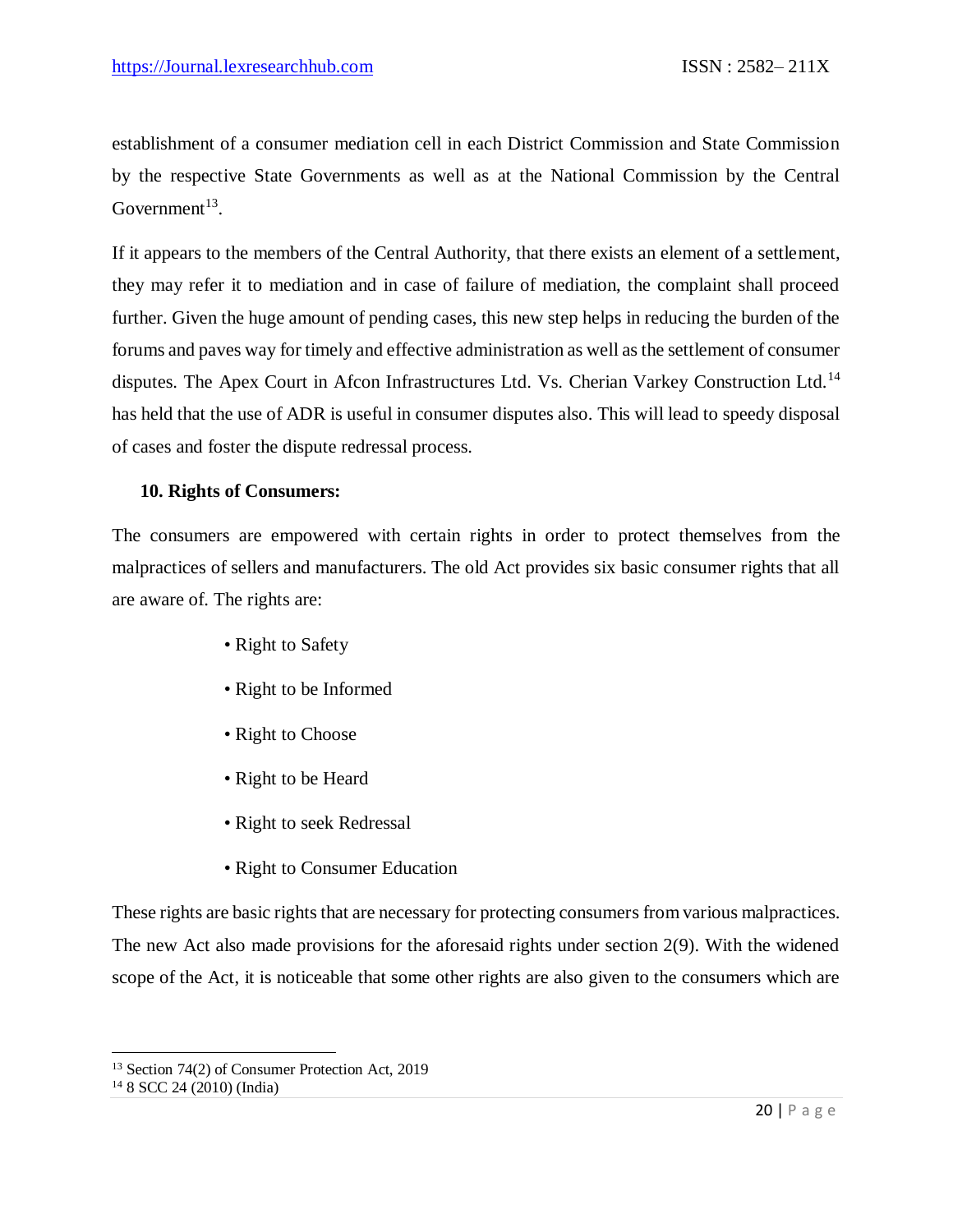establishment of a consumer mediation cell in each District Commission and State Commission by the respective State Governments as well as at the National Commission by the Central Government[13].

If it appears to the members of the Central Authority, that there exists an element of a settlement, they may refer it to mediation and in case of failure of mediation, the complaint shall proceed further. Given the huge amount of pending cases, this new step helps in reducing the burden of the forums and paves way for timely and effective administration as well as the settlement of consumer disputes. The Apex Court in Afcon Infrastructures Ltd. Vs. Cherian Varkey Construction Ltd.[14] has held that the use of ADR is useful in consumer disputes also. This will lead to speedy disposal of cases and foster the dispute redressal process.

### 10. Rights of Consumers:

The consumers are empowered with certain rights in order to protect themselves from the malpractices of sellers and manufacturers. The old Act provides six basic consumer rights that all are aware of. The rights are:

- Right to Safety
- Right to be Informed
- Right to Choose
- Right to be Heard
- Right to seek Redressal
- Right to Consumer Education

These rights are basic rights that are necessary for protecting consumers from various malpractices. The new Act also made provisions for the aforesaid rights under section 2(9). With the widened scope of the Act, it is noticeable that some other rights are also given to the consumers which are

---

[13] Section 74(2) of Consumer Protection Act, 2019

[14] 8 SCC 24 (2010) (India)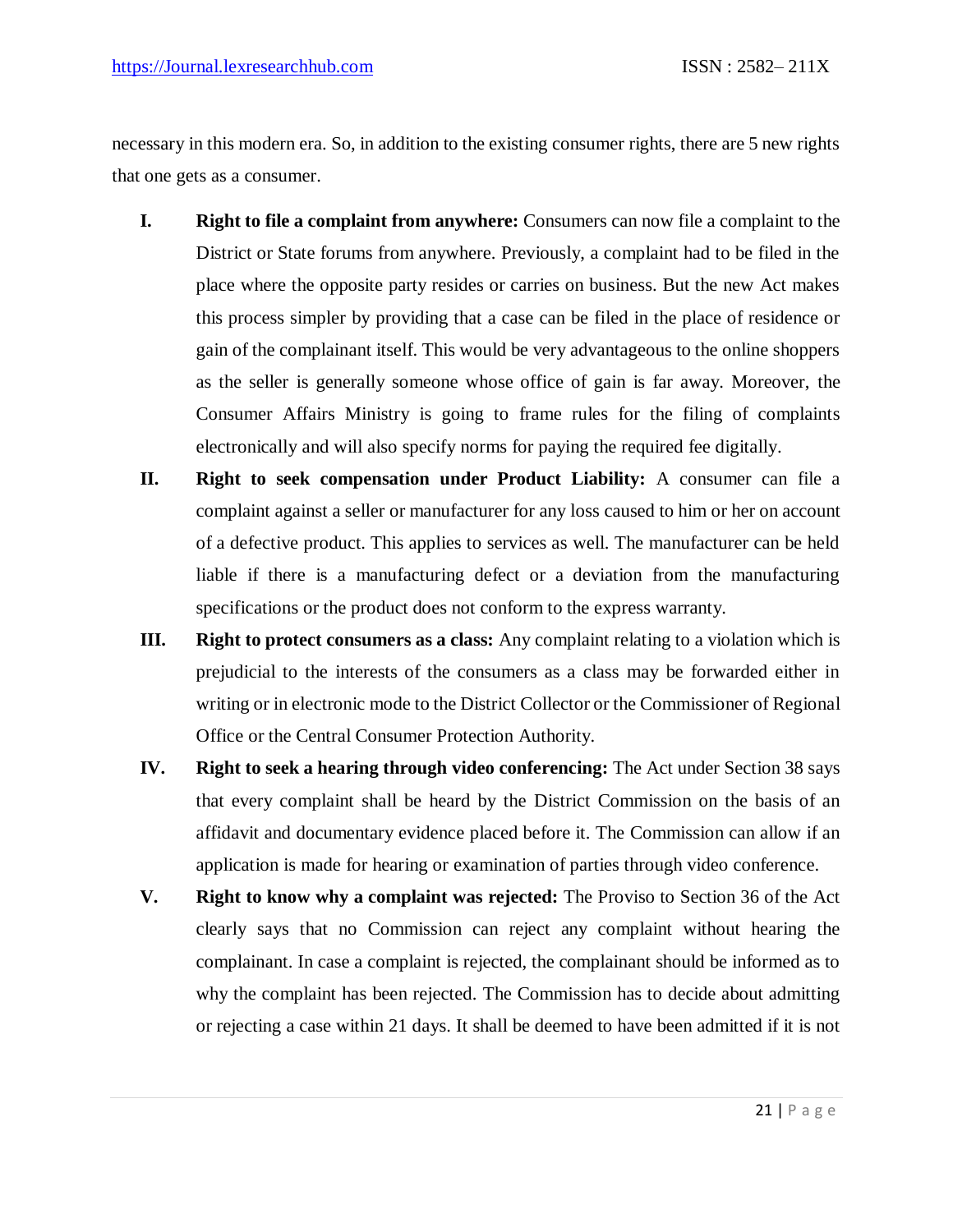necessary in this modern era. So, in addition to the existing consumer rights, there are 5 new rights that one gets as a consumer.

I. **Right to file a complaint from anywhere:** Consumers can now file a complaint to the District or State forums from anywhere. Previously, a complaint had to be filed in the place where the opposite party resides or carries on business. But the new Act makes this process simpler by providing that a case can be filed in the place of residence or gain of the complainant itself. This would be very advantageous to the online shoppers as the seller is generally someone whose office of gain is far away. Moreover, the Consumer Affairs Ministry is going to frame rules for the filing of complaints electronically and will also specify norms for paying the required fee digitally.

II. **Right to seek compensation under Product Liability:** A consumer can file a complaint against a seller or manufacturer for any loss caused to him or her on account of a defective product. This applies to services as well. The manufacturer can be held liable if there is a manufacturing defect or a deviation from the manufacturing specifications or the product does not conform to the express warranty.

III. **Right to protect consumers as a class:** Any complaint relating to a violation which is prejudicial to the interests of the consumers as a class may be forwarded either in writing or in electronic mode to the District Collector or the Commissioner of Regional Office or the Central Consumer Protection Authority.

IV. **Right to seek a hearing through video conferencing:** The Act under Section 38 says that every complaint shall be heard by the District Commission on the basis of an affidavit and documentary evidence placed before it. The Commission can allow if an application is made for hearing or examination of parties through video conference.

V. **Right to know why a complaint was rejected:** The Proviso to Section 36 of the Act clearly says that no Commission can reject any complaint without hearing the complainant. In case a complaint is rejected, the complainant should be informed as to why the complaint has been rejected. The Commission has to decide about admitting or rejecting a case within 21 days. It shall be deemed to have been admitted if it is not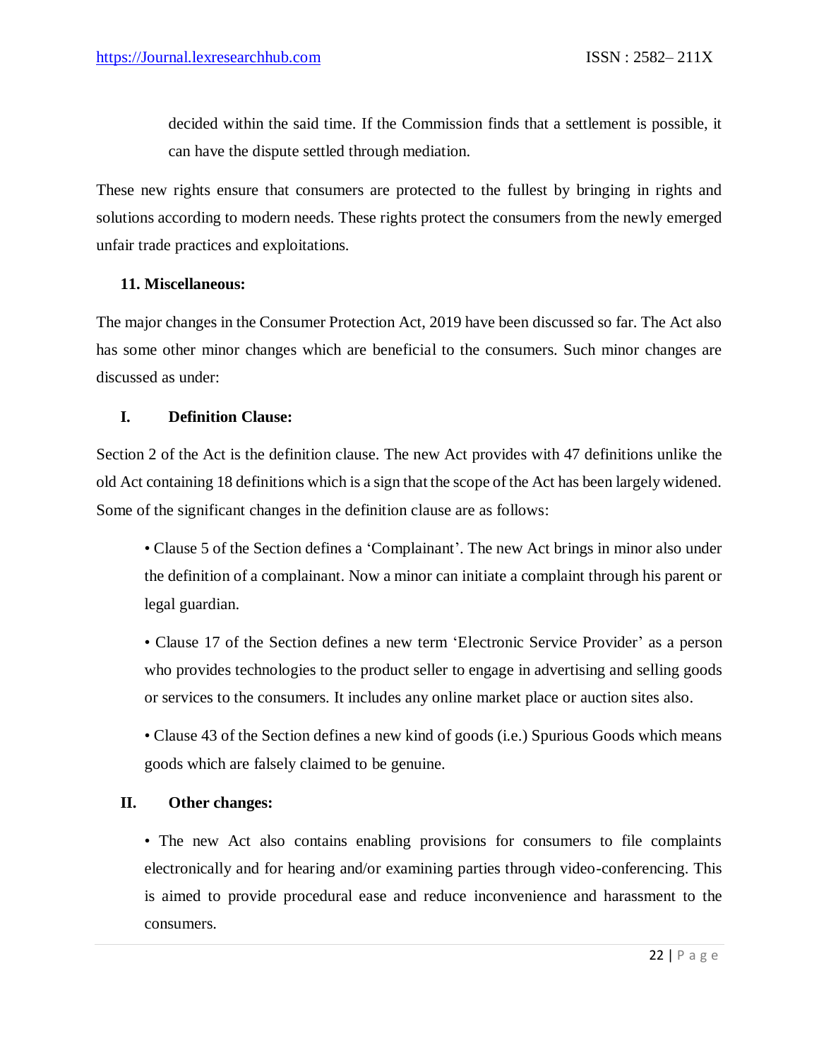decided within the said time. If the Commission finds that a settlement is possible, it can have the dispute settled through mediation.

These new rights ensure that consumers are protected to the fullest by bringing in rights and solutions according to modern needs. These rights protect the consumers from the newly emerged unfair trade practices and exploitations.

### 11. Miscellaneous:

The major changes in the Consumer Protection Act, 2019 have been discussed so far. The Act also has some other minor changes which are beneficial to the consumers. Such minor changes are discussed as under:

#### I. Definition Clause:

Section 2 of the Act is the definition clause. The new Act provides with 47 definitions unlike the old Act containing 18 definitions which is a sign that the scope of the Act has been largely widened. Some of the significant changes in the definition clause are as follows:

- Clause 5 of the Section defines a 'Complainant'. The new Act brings in minor also under the definition of a complainant. Now a minor can initiate a complaint through his parent or legal guardian.
- Clause 17 of the Section defines a new term 'Electronic Service Provider' as a person who provides technologies to the product seller to engage in advertising and selling goods or services to the consumers. It includes any online market place or auction sites also.
- Clause 43 of the Section defines a new kind of goods (i.e.) Spurious Goods which means goods which are falsely claimed to be genuine.

#### II. Other changes:

- The new Act also contains enabling provisions for consumers to file complaints electronically and for hearing and/or examining parties through video-conferencing. This is aimed to provide procedural ease and reduce inconvenience and harassment to the consumers.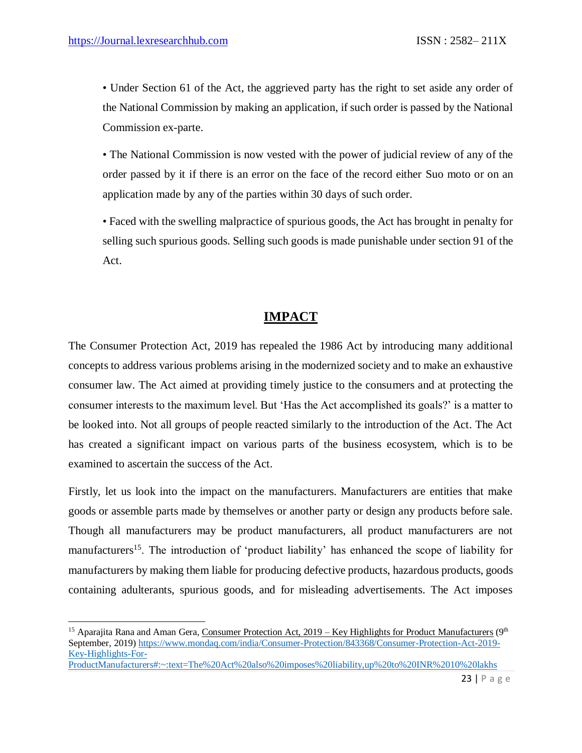- Under Section 61 of the Act, the aggrieved party has the right to set aside any order of the National Commission by making an application, if such order is passed by the National Commission ex-parte.

- The National Commission is now vested with the power of judicial review of any of the order passed by it if there is an error on the face of the record either Suo moto or on an application made by any of the parties within 30 days of such order.

- Faced with the swelling malpractice of spurious goods, the Act has brought in penalty for selling such spurious goods. Selling such goods is made punishable under section 91 of the Act.

## IMPACT

The Consumer Protection Act, 2019 has repealed the 1986 Act by introducing many additional concepts to address various problems arising in the modernized society and to make an exhaustive consumer law. The Act aimed at providing timely justice to the consumers and at protecting the consumer interests to the maximum level. But 'Has the Act accomplished its goals?' is a matter to be looked into. Not all groups of people reacted similarly to the introduction of the Act. The Act has created a significant impact on various parts of the business ecosystem, which is to be examined to ascertain the success of the Act.

Firstly, let us look into the impact on the manufacturers. Manufacturers are entities that make goods or assemble parts made by themselves or another party or design any products before sale. Though all manufacturers may be product manufacturers, all product manufacturers are not manufacturers[15]. The introduction of 'product liability' has enhanced the scope of liability for manufacturers by making them liable for producing defective products, hazardous products, goods containing adulterants, spurious goods, and for misleading advertisements. The Act imposes

---

[15] Aparajita Rana and Aman Gera, Consumer Protection Act, 2019 – Key Highlights for Product Manufacturers (9th September, 2019) https://www.mondaq.com/india/Consumer-Protection/843368/Consumer-Protection-Act-2019-Key-Highlights-For-ProductManufacturers#:~:text=The%20Act%20also%20imposes%20liability,up%20to%20INR%2010%20lakhs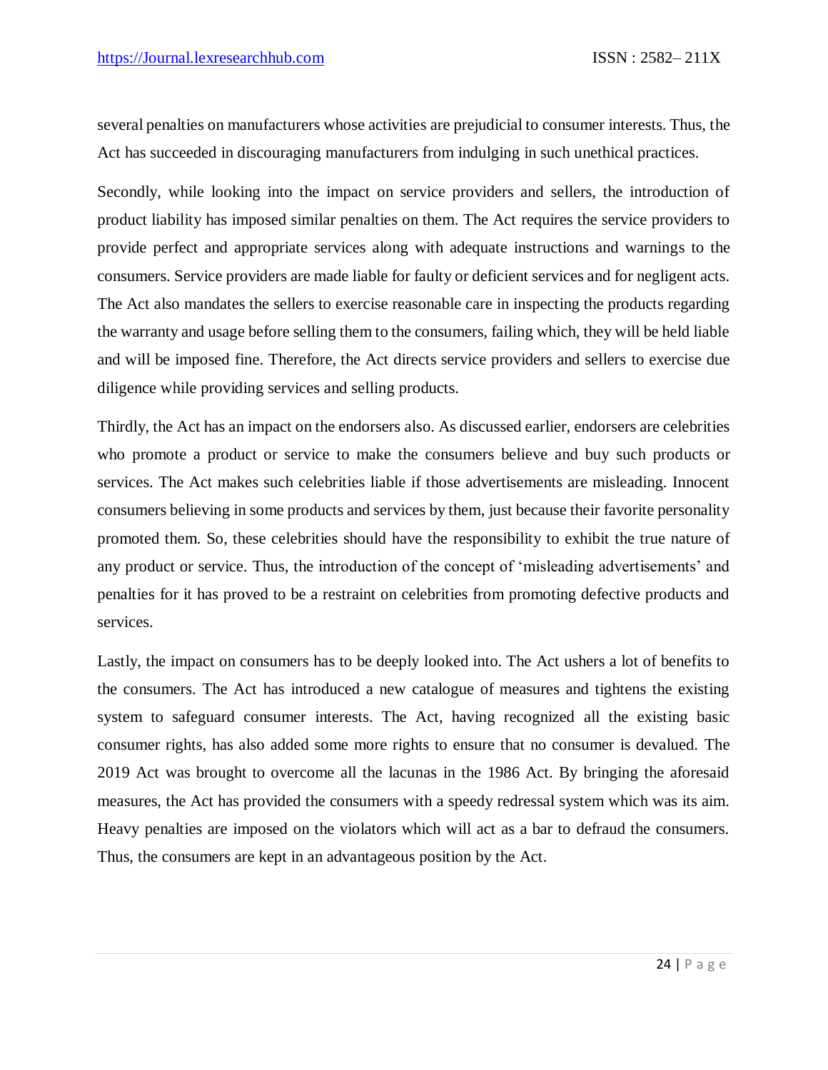several penalties on manufacturers whose activities are prejudicial to consumer interests. Thus, the Act has succeeded in discouraging manufacturers from indulging in such unethical practices.

Secondly, while looking into the impact on service providers and sellers, the introduction of product liability has imposed similar penalties on them. The Act requires the service providers to provide perfect and appropriate services along with adequate instructions and warnings to the consumers. Service providers are made liable for faulty or deficient services and for negligent acts. The Act also mandates the sellers to exercise reasonable care in inspecting the products regarding the warranty and usage before selling them to the consumers, failing which, they will be held liable and will be imposed fine. Therefore, the Act directs service providers and sellers to exercise due diligence while providing services and selling products.

Thirdly, the Act has an impact on the endorsers also. As discussed earlier, endorsers are celebrities who promote a product or service to make the consumers believe and buy such products or services. The Act makes such celebrities liable if those advertisements are misleading. Innocent consumers believing in some products and services by them, just because their favorite personality promoted them. So, these celebrities should have the responsibility to exhibit the true nature of any product or service. Thus, the introduction of the concept of 'misleading advertisements' and penalties for it has proved to be a restraint on celebrities from promoting defective products and services.

Lastly, the impact on consumers has to be deeply looked into. The Act ushers a lot of benefits to the consumers. The Act has introduced a new catalogue of measures and tightens the existing system to safeguard consumer interests. The Act, having recognized all the existing basic consumer rights, has also added some more rights to ensure that no consumer is devalued. The 2019 Act was brought to overcome all the lacunas in the 1986 Act. By bringing the aforesaid measures, the Act has provided the consumers with a speedy redressal system which was its aim. Heavy penalties are imposed on the violators which will act as a bar to defraud the consumers. Thus, the consumers are kept in an advantageous position by the Act.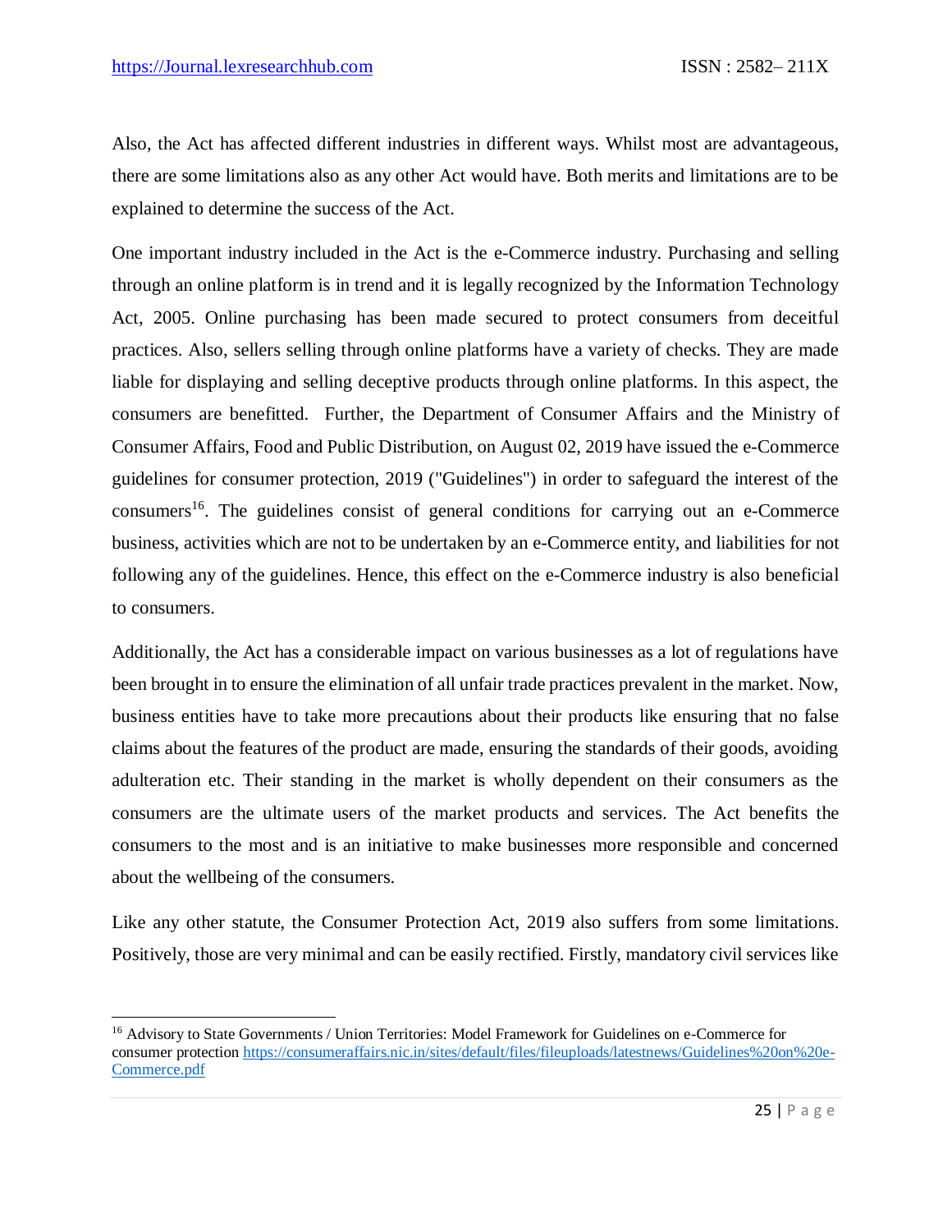Also, the Act has affected different industries in different ways. Whilst most are advantageous, there are some limitations also as any other Act would have. Both merits and limitations are to be explained to determine the success of the Act.

One important industry included in the Act is the e-Commerce industry. Purchasing and selling through an online platform is in trend and it is legally recognized by the Information Technology Act, 2005. Online purchasing has been made secured to protect consumers from deceitful practices. Also, sellers selling through online platforms have a variety of checks. They are made liable for displaying and selling deceptive products through online platforms. In this aspect, the consumers are benefitted. Further, the Department of Consumer Affairs and the Ministry of Consumer Affairs, Food and Public Distribution, on August 02, 2019 have issued the e-Commerce guidelines for consumer protection, 2019 ("Guidelines") in order to safeguard the interest of the consumers[16]. The guidelines consist of general conditions for carrying out an e-Commerce business, activities which are not to be undertaken by an e-Commerce entity, and liabilities for not following any of the guidelines. Hence, this effect on the e-Commerce industry is also beneficial to consumers.

Additionally, the Act has a considerable impact on various businesses as a lot of regulations have been brought in to ensure the elimination of all unfair trade practices prevalent in the market. Now, business entities have to take more precautions about their products like ensuring that no false claims about the features of the product are made, ensuring the standards of their goods, avoiding adulteration etc. Their standing in the market is wholly dependent on their consumers as the consumers are the ultimate users of the market products and services. The Act benefits the consumers to the most and is an initiative to make businesses more responsible and concerned about the wellbeing of the consumers.

Like any other statute, the Consumer Protection Act, 2019 also suffers from some limitations. Positively, those are very minimal and can be easily rectified. Firstly, mandatory civil services like

---

[16] Advisory to State Governments / Union Territories: Model Framework for Guidelines on e-Commerce for consumer protection https://consumeraffairs.nic.in/sites/default/files/fileuploads/latestnews/Guidelines%20on%20e-Commerce.pdf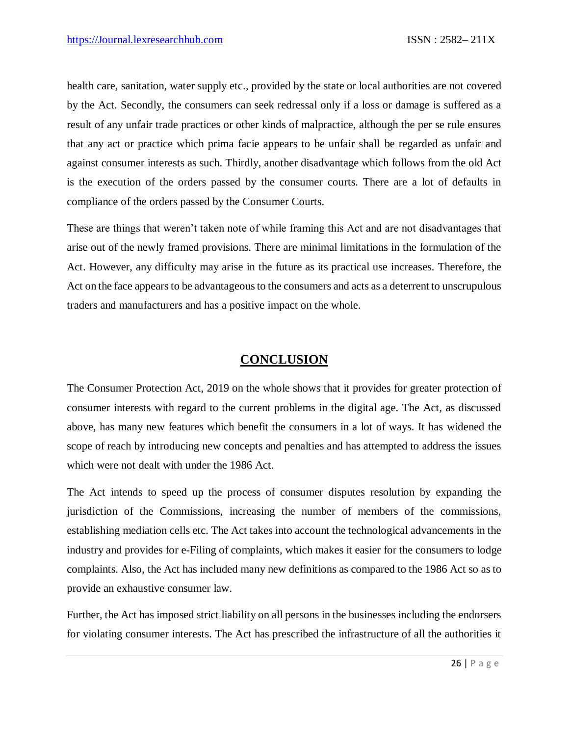health care, sanitation, water supply etc., provided by the state or local authorities are not covered by the Act. Secondly, the consumers can seek redressal only if a loss or damage is suffered as a result of any unfair trade practices or other kinds of malpractice, although the per se rule ensures that any act or practice which prima facie appears to be unfair shall be regarded as unfair and against consumer interests as such. Thirdly, another disadvantage which follows from the old Act is the execution of the orders passed by the consumer courts. There are a lot of defaults in compliance of the orders passed by the Consumer Courts.

These are things that weren't taken note of while framing this Act and are not disadvantages that arise out of the newly framed provisions. There are minimal limitations in the formulation of the Act. However, any difficulty may arise in the future as its practical use increases. Therefore, the Act on the face appears to be advantageous to the consumers and acts as a deterrent to unscrupulous traders and manufacturers and has a positive impact on the whole.

## CONCLUSION

The Consumer Protection Act, 2019 on the whole shows that it provides for greater protection of consumer interests with regard to the current problems in the digital age. The Act, as discussed above, has many new features which benefit the consumers in a lot of ways. It has widened the scope of reach by introducing new concepts and penalties and has attempted to address the issues which were not dealt with under the 1986 Act.

The Act intends to speed up the process of consumer disputes resolution by expanding the jurisdiction of the Commissions, increasing the number of members of the commissions, establishing mediation cells etc. The Act takes into account the technological advancements in the industry and provides for e-Filing of complaints, which makes it easier for the consumers to lodge complaints. Also, the Act has included many new definitions as compared to the 1986 Act so as to provide an exhaustive consumer law.

Further, the Act has imposed strict liability on all persons in the businesses including the endorsers for violating consumer interests. The Act has prescribed the infrastructure of all the authorities it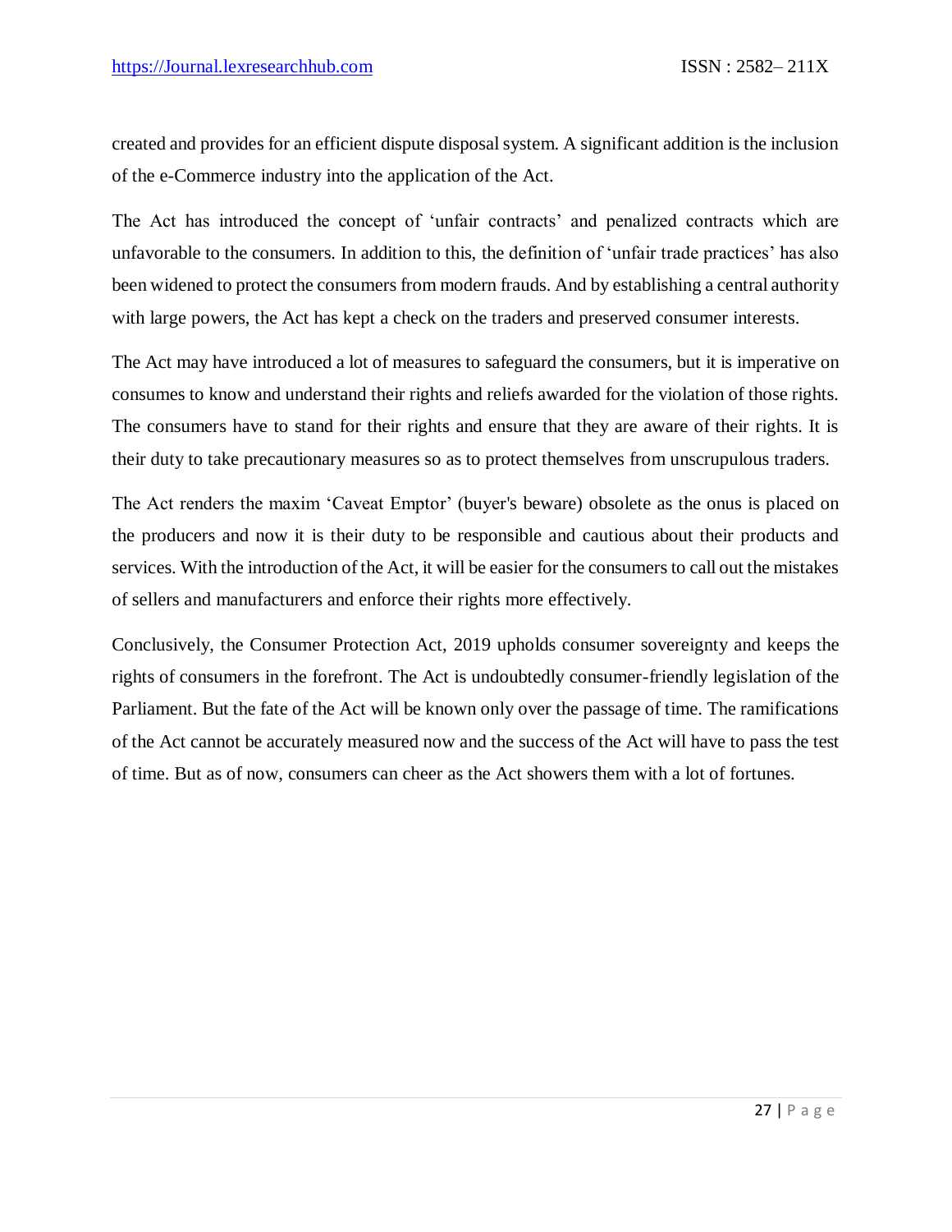created and provides for an efficient dispute disposal system. A significant addition is the inclusion of the e-Commerce industry into the application of the Act.

The Act has introduced the concept of 'unfair contracts' and penalized contracts which are unfavorable to the consumers. In addition to this, the definition of 'unfair trade practices' has also been widened to protect the consumers from modern frauds. And by establishing a central authority with large powers, the Act has kept a check on the traders and preserved consumer interests.

The Act may have introduced a lot of measures to safeguard the consumers, but it is imperative on consumes to know and understand their rights and reliefs awarded for the violation of those rights. The consumers have to stand for their rights and ensure that they are aware of their rights. It is their duty to take precautionary measures so as to protect themselves from unscrupulous traders.

The Act renders the maxim 'Caveat Emptor' (buyer's beware) obsolete as the onus is placed on the producers and now it is their duty to be responsible and cautious about their products and services. With the introduction of the Act, it will be easier for the consumers to call out the mistakes of sellers and manufacturers and enforce their rights more effectively.

Conclusively, the Consumer Protection Act, 2019 upholds consumer sovereignty and keeps the rights of consumers in the forefront. The Act is undoubtedly consumer-friendly legislation of the Parliament. But the fate of the Act will be known only over the passage of time. The ramifications of the Act cannot be accurately measured now and the success of the Act will have to pass the test of time. But as of now, consumers can cheer as the Act showers them with a lot of fortunes.